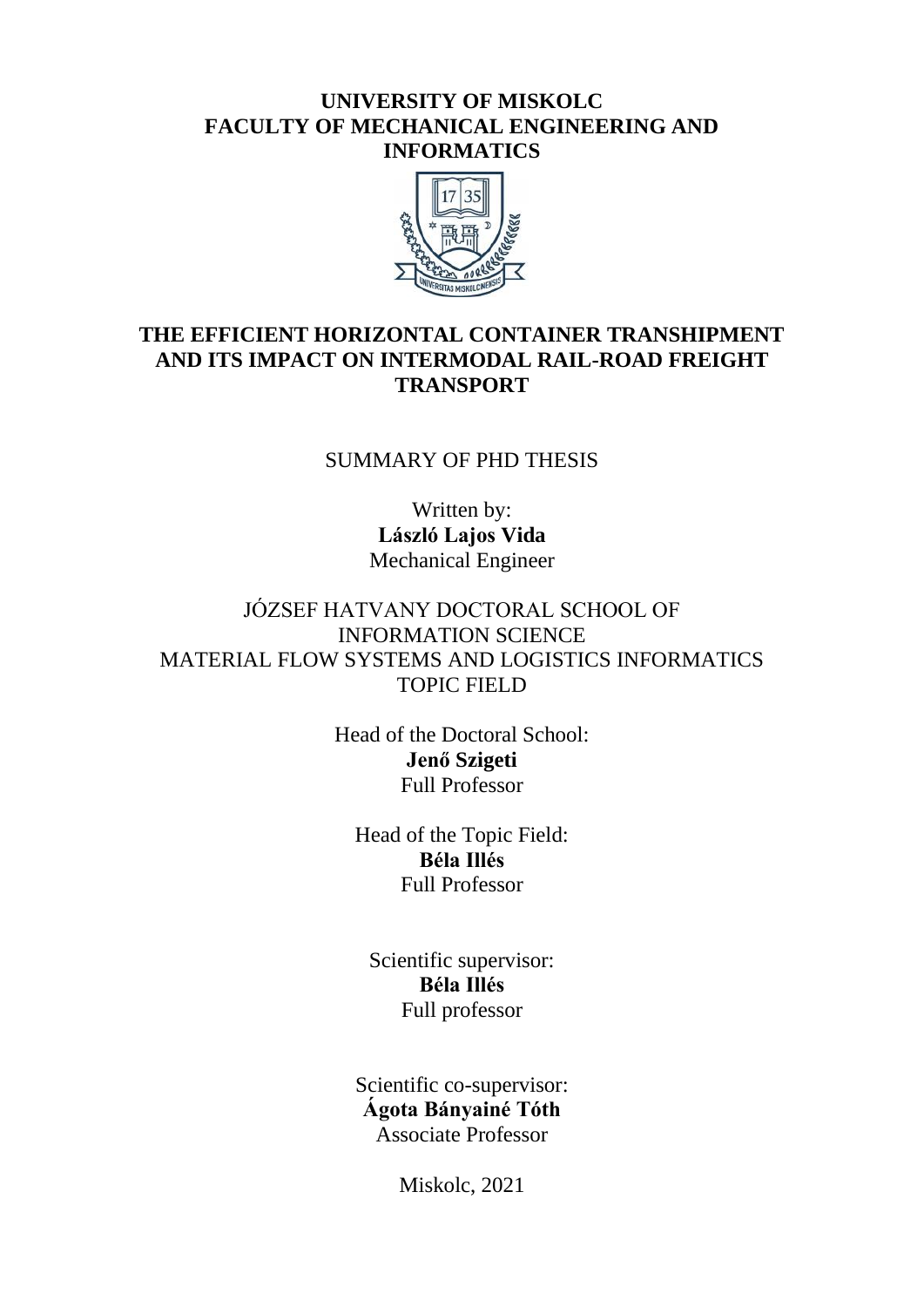**UNIVERSITY OF MISKOLC**
**FACULTY OF MECHANICAL ENGINEERING AND INFORMATICS**

# THE EFFICIENT HORIZONTAL CONTAINER TRANSHIPMENT AND ITS IMPACT ON INTERMODAL RAIL-ROAD FREIGHT TRANSPORT

SUMMARY OF PHD THESIS

Written by:
**László Lajos Vida**
Mechanical Engineer

JÓZSEF HATVANY DOCTORAL SCHOOL OF INFORMATION SCIENCE
MATERIAL FLOW SYSTEMS AND LOGISTICS INFORMATICS TOPIC FIELD

Head of the Doctoral School:
**Jenő Szigeti**
Full Professor

Head of the Topic Field:
**Béla Illés**
Full Professor

Scientific supervisor:
**Béla Illés**
Full professor

Scientific co-supervisor:
**Ágota Bányainé Tóth**
Associate Professor

Miskolc, 2021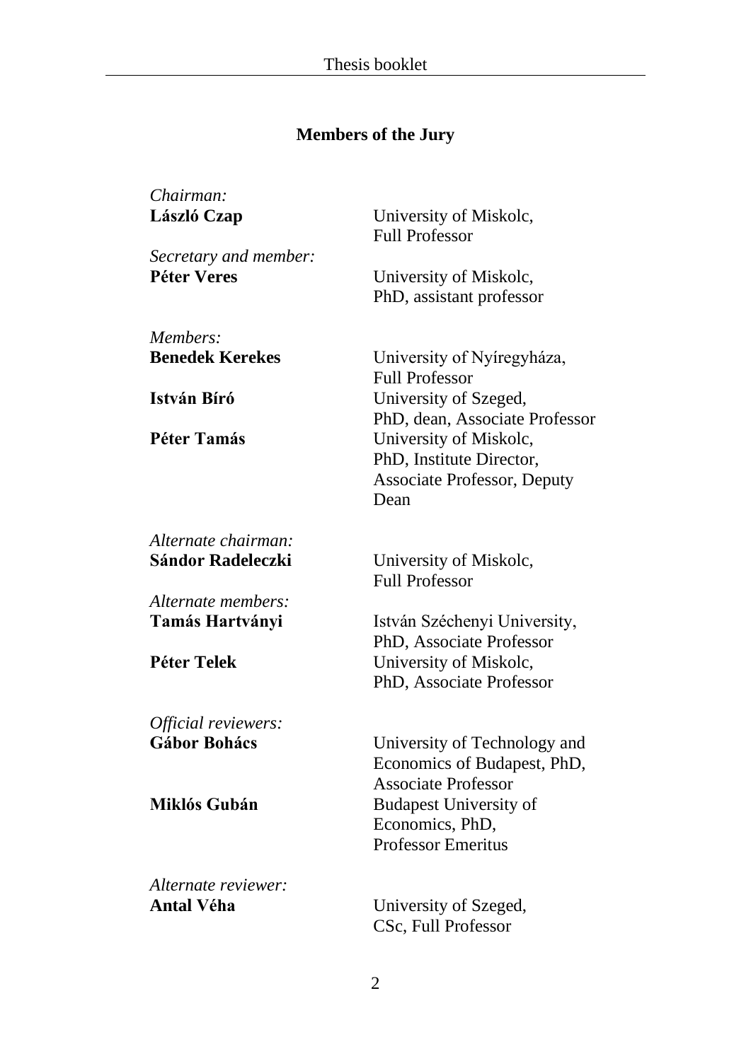## Members of the Jury

*Chairman:*

**László Czap** — University of Miskolc, Full Professor

*Secretary and member:*

**Péter Veres** — University of Miskolc, PhD, assistant professor

*Members:*

**Benedek Kerekes** — University of Nyíregyháza, Full Professor

**István Bíró** — University of Szeged, PhD, dean, Associate Professor

**Péter Tamás** — University of Miskolc, PhD, Institute Director, Associate Professor, Deputy Dean

*Alternate chairman:*

**Sándor Radeleczki** — University of Miskolc, Full Professor

*Alternate members:*

**Tamás Hartványi** — István Széchenyi University, PhD, Associate Professor

**Péter Telek** — University of Miskolc, PhD, Associate Professor

*Official reviewers:*

**Gábor Bohács** — University of Technology and Economics of Budapest, PhD, Associate Professor

**Miklós Gubán** — Budapest University of Economics, PhD, Professor Emeritus

*Alternate reviewer:*

**Antal Véha** — University of Szeged, CSc, Full Professor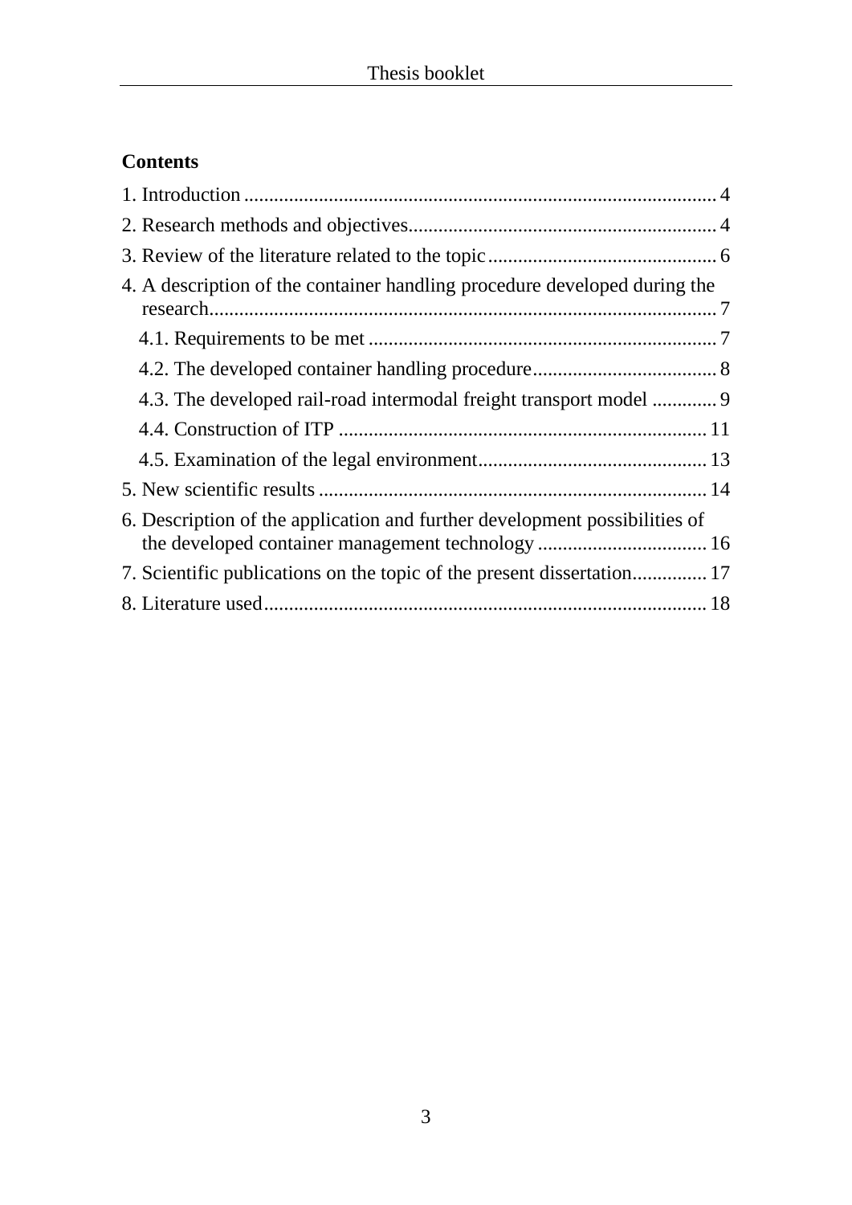## Contents

1. Introduction .............................................................................................. 4
2. Research methods and objectives............................................................. 4
3. Review of the literature related to the topic............................................. 6
4. A description of the container handling procedure developed during the research...................................................................................................... 7
   - 4.1. Requirements to be met ..................................................................... 7
   - 4.2. The developed container handling procedure..................................... 8
   - 4.3. The developed rail-road intermodal freight transport model ............. 9
   - 4.4. Construction of ITP ......................................................................... 11
   - 4.5. Examination of the legal environment............................................. 13
5. New scientific results ............................................................................. 14
6. Description of the application and further development possibilities of the developed container management technology .................................. 16
7. Scientific publications on the topic of the present dissertation............... 17
8. Literature used........................................................................................ 18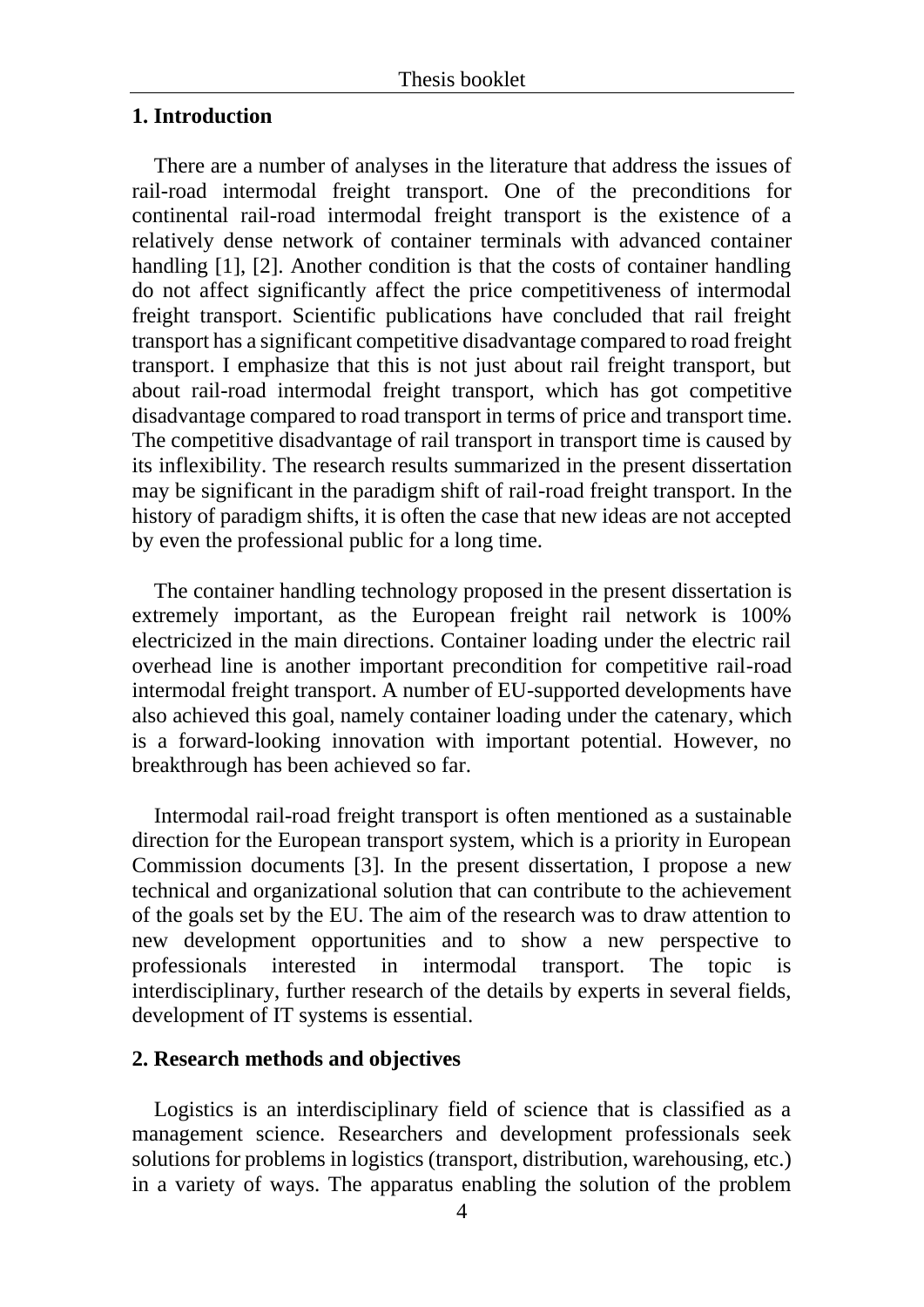## 1. Introduction

There are a number of analyses in the literature that address the issues of rail-road intermodal freight transport. One of the preconditions for continental rail-road intermodal freight transport is the existence of a relatively dense network of container terminals with advanced container handling [1], [2]. Another condition is that the costs of container handling do not affect significantly affect the price competitiveness of intermodal freight transport. Scientific publications have concluded that rail freight transport has a significant competitive disadvantage compared to road freight transport. I emphasize that this is not just about rail freight transport, but about rail-road intermodal freight transport, which has got competitive disadvantage compared to road transport in terms of price and transport time. The competitive disadvantage of rail transport in transport time is caused by its inflexibility. The research results summarized in the present dissertation may be significant in the paradigm shift of rail-road freight transport. In the history of paradigm shifts, it is often the case that new ideas are not accepted by even the professional public for a long time.

The container handling technology proposed in the present dissertation is extremely important, as the European freight rail network is 100% electricized in the main directions. Container loading under the electric rail overhead line is another important precondition for competitive rail-road intermodal freight transport. A number of EU-supported developments have also achieved this goal, namely container loading under the catenary, which is a forward-looking innovation with important potential. However, no breakthrough has been achieved so far.

Intermodal rail-road freight transport is often mentioned as a sustainable direction for the European transport system, which is a priority in European Commission documents [3]. In the present dissertation, I propose a new technical and organizational solution that can contribute to the achievement of the goals set by the EU. The aim of the research was to draw attention to new development opportunities and to show a new perspective to professionals interested in intermodal transport. The topic is interdisciplinary, further research of the details by experts in several fields, development of IT systems is essential.

## 2. Research methods and objectives

Logistics is an interdisciplinary field of science that is classified as a management science. Researchers and development professionals seek solutions for problems in logistics (transport, distribution, warehousing, etc.) in a variety of ways. The apparatus enabling the solution of the problem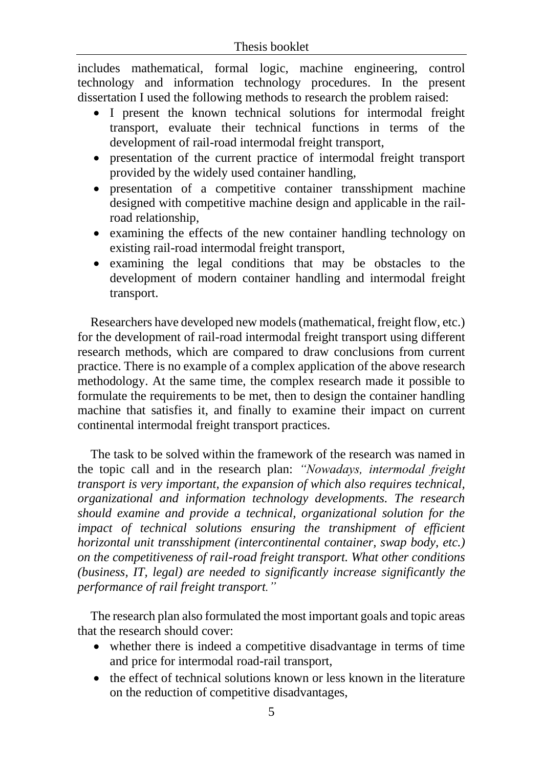includes mathematical, formal logic, machine engineering, control technology and information technology procedures. In the present dissertation I used the following methods to research the problem raised:

- I present the known technical solutions for intermodal freight transport, evaluate their technical functions in terms of the development of rail-road intermodal freight transport,
- presentation of the current practice of intermodal freight transport provided by the widely used container handling,
- presentation of a competitive container transshipment machine designed with competitive machine design and applicable in the rail-road relationship,
- examining the effects of the new container handling technology on existing rail-road intermodal freight transport,
- examining the legal conditions that may be obstacles to the development of modern container handling and intermodal freight transport.

Researchers have developed new models (mathematical, freight flow, etc.) for the development of rail-road intermodal freight transport using different research methods, which are compared to draw conclusions from current practice. There is no example of a complex application of the above research methodology. At the same time, the complex research made it possible to formulate the requirements to be met, then to design the container handling machine that satisfies it, and finally to examine their impact on current continental intermodal freight transport practices.

The task to be solved within the framework of the research was named in the topic call and in the research plan: *"Nowadays, intermodal freight transport is very important, the expansion of which also requires technical, organizational and information technology developments. The research should examine and provide a technical, organizational solution for the impact of technical solutions ensuring the transhipment of efficient horizontal unit transshipment (intercontinental container, swap body, etc.) on the competitiveness of rail-road freight transport. What other conditions (business, IT, legal) are needed to significantly increase significantly the performance of rail freight transport."*

The research plan also formulated the most important goals and topic areas that the research should cover:

- whether there is indeed a competitive disadvantage in terms of time and price for intermodal road-rail transport,
- the effect of technical solutions known or less known in the literature on the reduction of competitive disadvantages,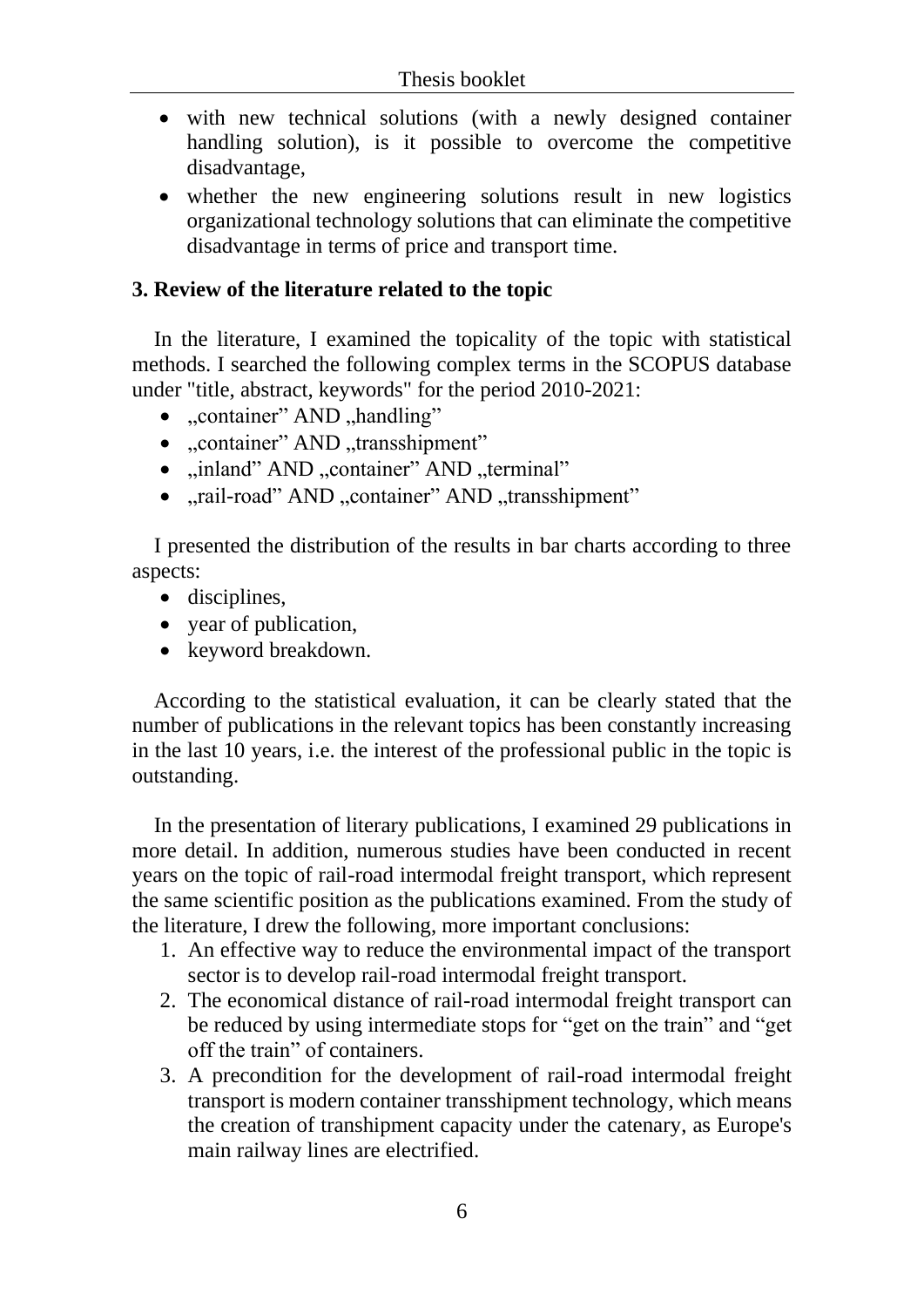- with new technical solutions (with a newly designed container handling solution), is it possible to overcome the competitive disadvantage,
- whether the new engineering solutions result in new logistics organizational technology solutions that can eliminate the competitive disadvantage in terms of price and transport time.

## 3. Review of the literature related to the topic

In the literature, I examined the topicality of the topic with statistical methods. I searched the following complex terms in the SCOPUS database under "title, abstract, keywords" for the period 2010-2021:

- „container" AND „handling"
- „container" AND „transshipment"
- „inland" AND „container" AND „terminal"
- „rail-road" AND „container" AND „transshipment"

I presented the distribution of the results in bar charts according to three aspects:

- disciplines,
- year of publication,
- keyword breakdown.

According to the statistical evaluation, it can be clearly stated that the number of publications in the relevant topics has been constantly increasing in the last 10 years, i.e. the interest of the professional public in the topic is outstanding.

In the presentation of literary publications, I examined 29 publications in more detail. In addition, numerous studies have been conducted in recent years on the topic of rail-road intermodal freight transport, which represent the same scientific position as the publications examined. From the study of the literature, I drew the following, more important conclusions:

1. An effective way to reduce the environmental impact of the transport sector is to develop rail-road intermodal freight transport.
2. The economical distance of rail-road intermodal freight transport can be reduced by using intermediate stops for "get on the train" and "get off the train" of containers.
3. A precondition for the development of rail-road intermodal freight transport is modern container transshipment technology, which means the creation of transhipment capacity under the catenary, as Europe's main railway lines are electrified.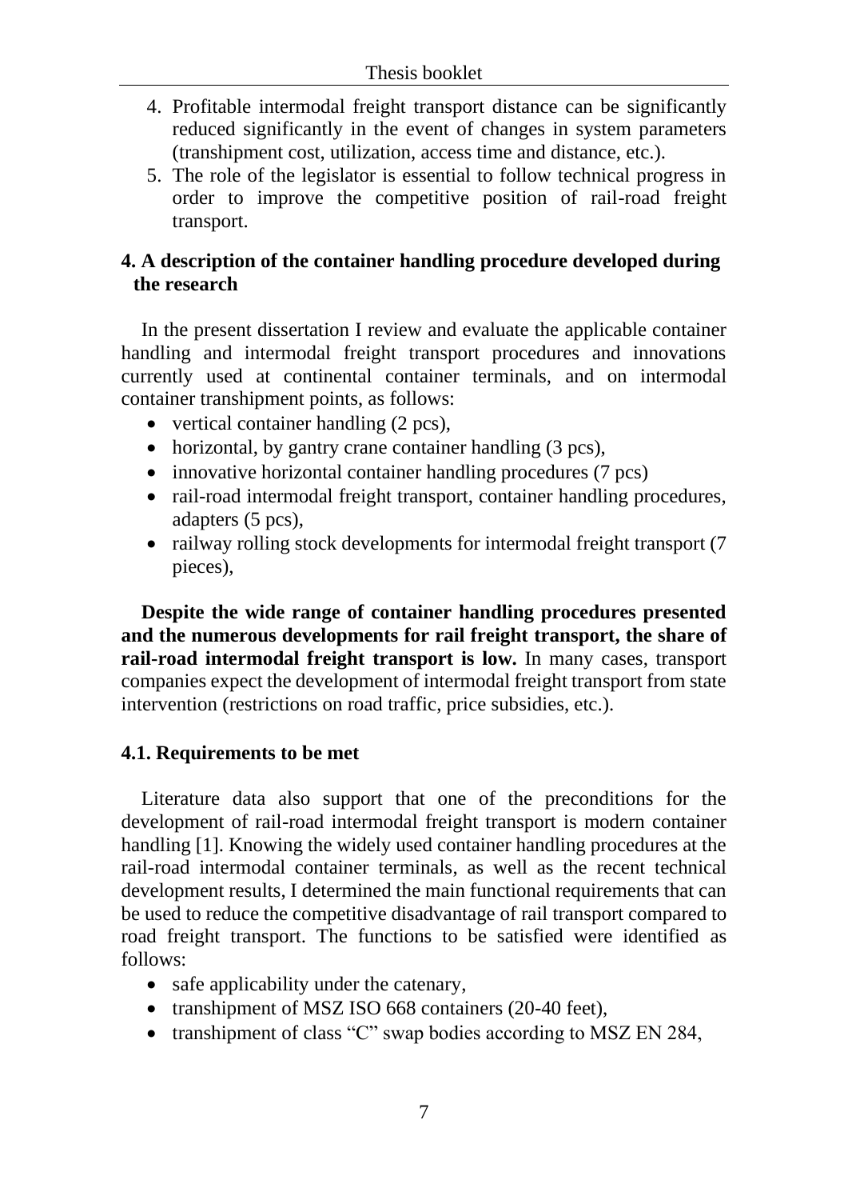4. Profitable intermodal freight transport distance can be significantly reduced significantly in the event of changes in system parameters (transhipment cost, utilization, access time and distance, etc.).
5. The role of the legislator is essential to follow technical progress in order to improve the competitive position of rail-road freight transport.

## 4. A description of the container handling procedure developed during the research

In the present dissertation I review and evaluate the applicable container handling and intermodal freight transport procedures and innovations currently used at continental container terminals, and on intermodal container transhipment points, as follows:

- vertical container handling (2 pcs),
- horizontal, by gantry crane container handling (3 pcs),
- innovative horizontal container handling procedures (7 pcs)
- rail-road intermodal freight transport, container handling procedures, adapters (5 pcs),
- railway rolling stock developments for intermodal freight transport (7 pieces),

**Despite the wide range of container handling procedures presented and the numerous developments for rail freight transport, the share of rail-road intermodal freight transport is low.** In many cases, transport companies expect the development of intermodal freight transport from state intervention (restrictions on road traffic, price subsidies, etc.).

### 4.1. Requirements to be met

Literature data also support that one of the preconditions for the development of rail-road intermodal freight transport is modern container handling [1]. Knowing the widely used container handling procedures at the rail-road intermodal container terminals, as well as the recent technical development results, I determined the main functional requirements that can be used to reduce the competitive disadvantage of rail transport compared to road freight transport. The functions to be satisfied were identified as follows:

- safe applicability under the catenary,
- transhipment of MSZ ISO 668 containers (20-40 feet),
- transhipment of class “C” swap bodies according to MSZ EN 284,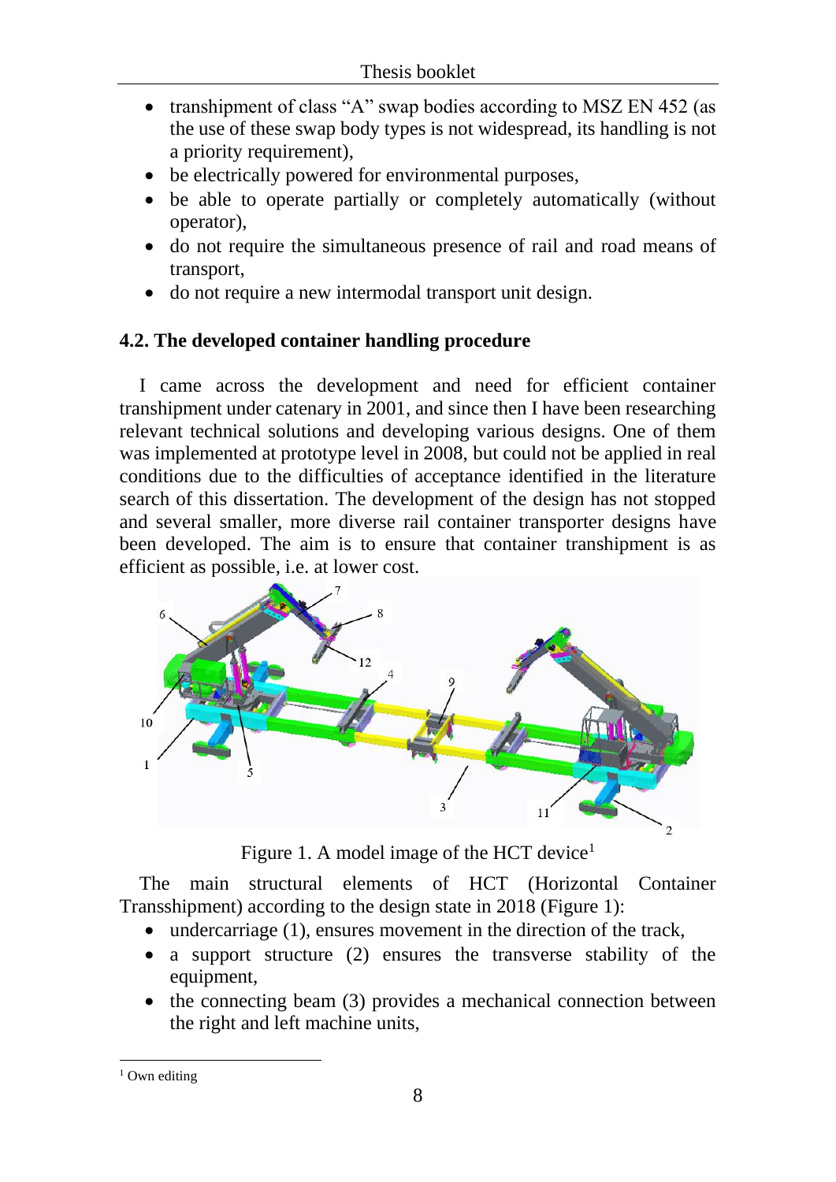- transhipment of class “A” swap bodies according to MSZ EN 452 (as the use of these swap body types is not widespread, its handling is not a priority requirement),
- be electrically powered for environmental purposes,
- be able to operate partially or completely automatically (without operator),
- do not require the simultaneous presence of rail and road means of transport,
- do not require a new intermodal transport unit design.

### 4.2. The developed container handling procedure

I came across the development and need for efficient container transhipment under catenary in 2001, and since then I have been researching relevant technical solutions and developing various designs. One of them was implemented at prototype level in 2008, but could not be applied in real conditions due to the difficulties of acceptance identified in the literature search of this dissertation. The development of the design has not stopped and several smaller, more diverse rail container transporter designs have been developed. The aim is to ensure that container transhipment is as efficient as possible, i.e. at lower cost.

Figure 1. A model image of the HCT device[1]

The main structural elements of HCT (Horizontal Container Transshipment) according to the design state in 2018 (Figure 1):

- undercarriage (1), ensures movement in the direction of the track,
- a support structure (2) ensures the transverse stability of the equipment,
- the connecting beam (3) provides a mechanical connection between the right and left machine units,

[1] Own editing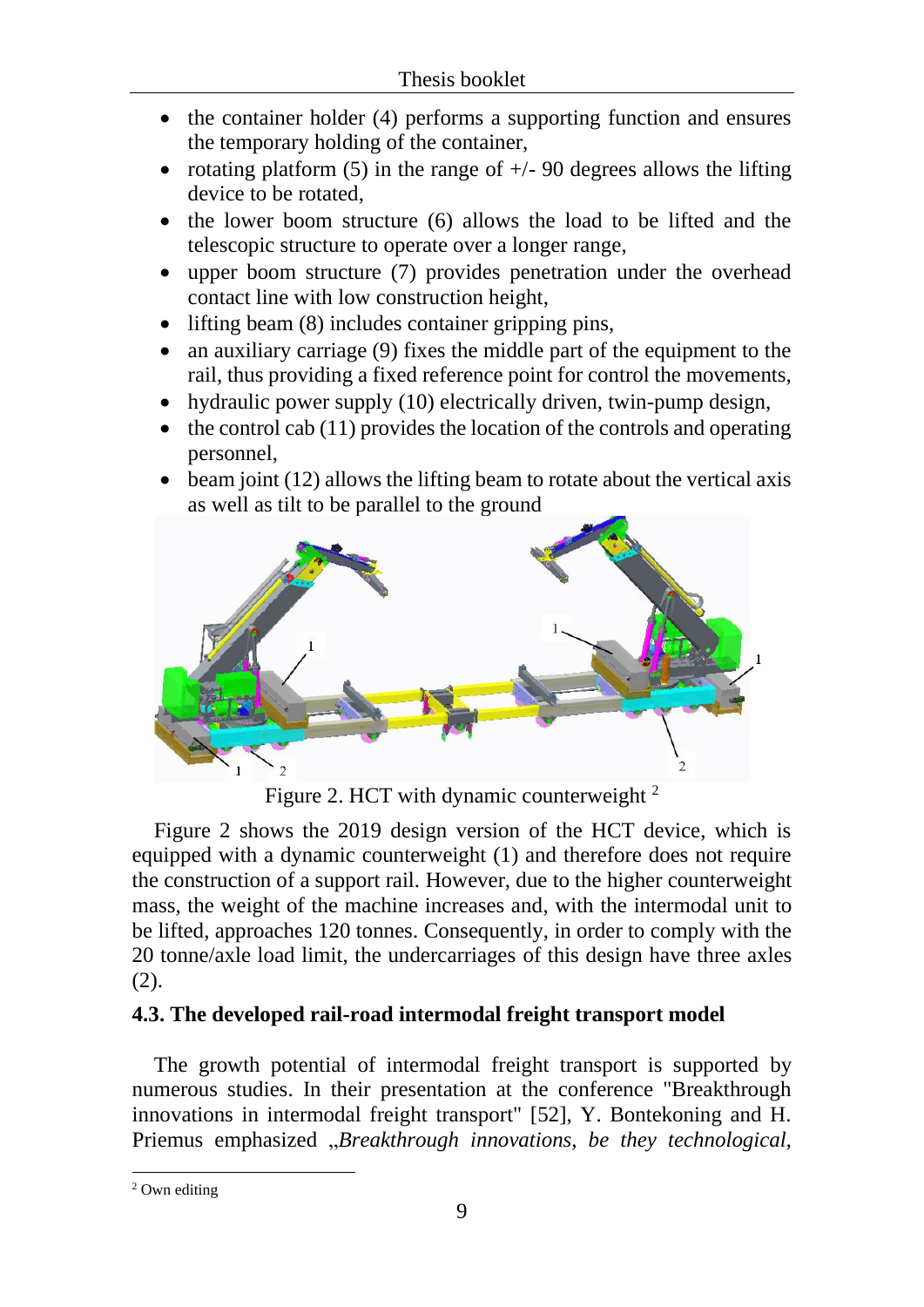- the container holder (4) performs a supporting function and ensures the temporary holding of the container,
- rotating platform (5) in the range of +/- 90 degrees allows the lifting device to be rotated,
- the lower boom structure (6) allows the load to be lifted and the telescopic structure to operate over a longer range,
- upper boom structure (7) provides penetration under the overhead contact line with low construction height,
- lifting beam (8) includes container gripping pins,
- an auxiliary carriage (9) fixes the middle part of the equipment to the rail, thus providing a fixed reference point for control the movements,
- hydraulic power supply (10) electrically driven, twin-pump design,
- the control cab (11) provides the location of the controls and operating personnel,
- beam joint (12) allows the lifting beam to rotate about the vertical axis as well as tilt to be parallel to the ground

Figure 2. HCT with dynamic counterweight [2]

Figure 2 shows the 2019 design version of the HCT device, which is equipped with a dynamic counterweight (1) and therefore does not require the construction of a support rail. However, due to the higher counterweight mass, the weight of the machine increases and, with the intermodal unit to be lifted, approaches 120 tonnes. Consequently, in order to comply with the 20 tonne/axle load limit, the undercarriages of this design have three axles (2).

### 4.3. The developed rail-road intermodal freight transport model

The growth potential of intermodal freight transport is supported by numerous studies. In their presentation at the conference "Breakthrough innovations in intermodal freight transport" [52], Y. Bontekoning and H. Priemus emphasized „*Breakthrough innovations, be they technological,*

[2] Own editing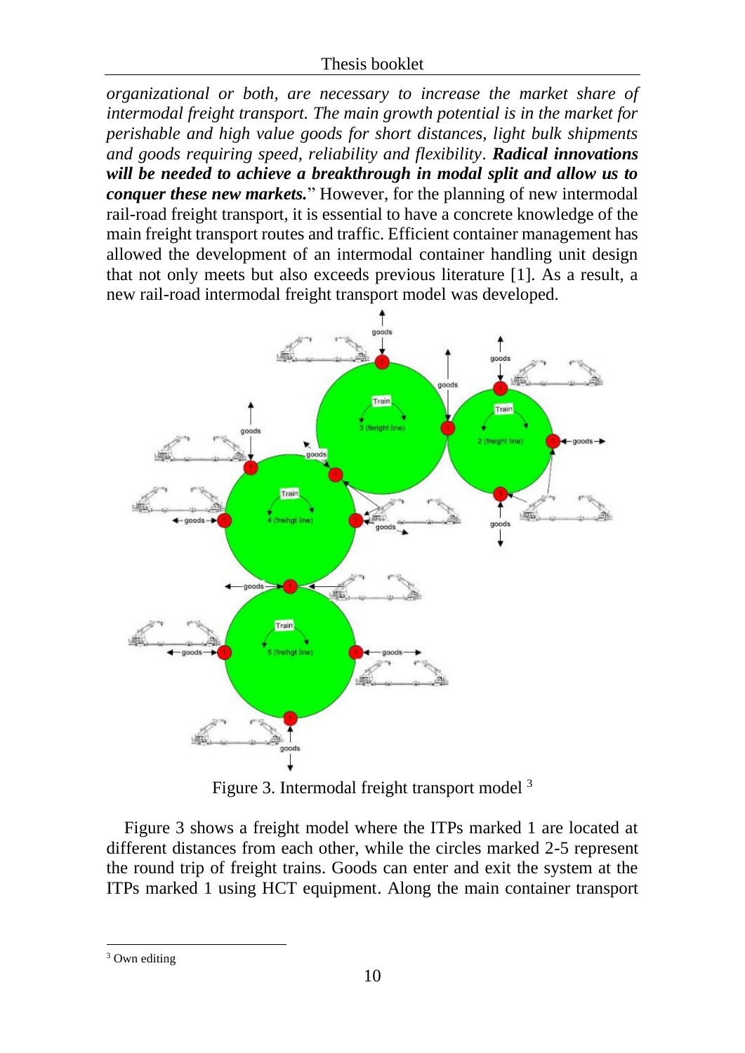*organizational or both, are necessary to increase the market share of intermodal freight transport. The main growth potential is in the market for perishable and high value goods for short distances, light bulk shipments and goods requiring speed, reliability and flexibility*. ***Radical innovations will be needed to achieve a breakthrough in modal split and allow us to conquer these new markets.***" However, for the planning of new intermodal rail-road freight transport, it is essential to have a concrete knowledge of the main freight transport routes and traffic. Efficient container management has allowed the development of an intermodal container handling unit design that not only meets but also exceeds previous literature [1]. As a result, a new rail-road intermodal freight transport model was developed.

Figure 3. Intermodal freight transport model [3]

Figure 3 shows a freight model where the ITPs marked 1 are located at different distances from each other, while the circles marked 2-5 represent the round trip of freight trains. Goods can enter and exit the system at the ITPs marked 1 using HCT equipment. Along the main container transport

[3] Own editing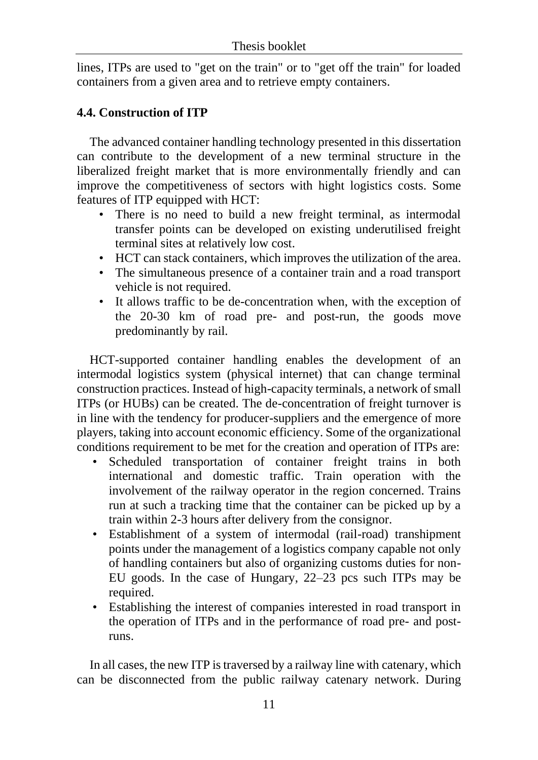lines, ITPs are used to "get on the train" or to "get off the train" for loaded containers from a given area and to retrieve empty containers.

### 4.4. Construction of ITP

The advanced container handling technology presented in this dissertation can contribute to the development of a new terminal structure in the liberalized freight market that is more environmentally friendly and can improve the competitiveness of sectors with hight logistics costs. Some features of ITP equipped with HCT:

- There is no need to build a new freight terminal, as intermodal transfer points can be developed on existing underutilised freight terminal sites at relatively low cost.
- HCT can stack containers, which improves the utilization of the area.
- The simultaneous presence of a container train and a road transport vehicle is not required.
- It allows traffic to be de-concentration when, with the exception of the 20-30 km of road pre- and post-run, the goods move predominantly by rail.

HCT-supported container handling enables the development of an intermodal logistics system (physical internet) that can change terminal construction practices. Instead of high-capacity terminals, a network of small ITPs (or HUBs) can be created. The de-concentration of freight turnover is in line with the tendency for producer-suppliers and the emergence of more players, taking into account economic efficiency. Some of the organizational conditions requirement to be met for the creation and operation of ITPs are:

- Scheduled transportation of container freight trains in both international and domestic traffic. Train operation with the involvement of the railway operator in the region concerned. Trains run at such a tracking time that the container can be picked up by a train within 2-3 hours after delivery from the consignor.
- Establishment of a system of intermodal (rail-road) transhipment points under the management of a logistics company capable not only of handling containers but also of organizing customs duties for non-EU goods. In the case of Hungary, 22–23 pcs such ITPs may be required.
- Establishing the interest of companies interested in road transport in the operation of ITPs and in the performance of road pre- and post-runs.

In all cases, the new ITP is traversed by a railway line with catenary, which can be disconnected from the public railway catenary network. During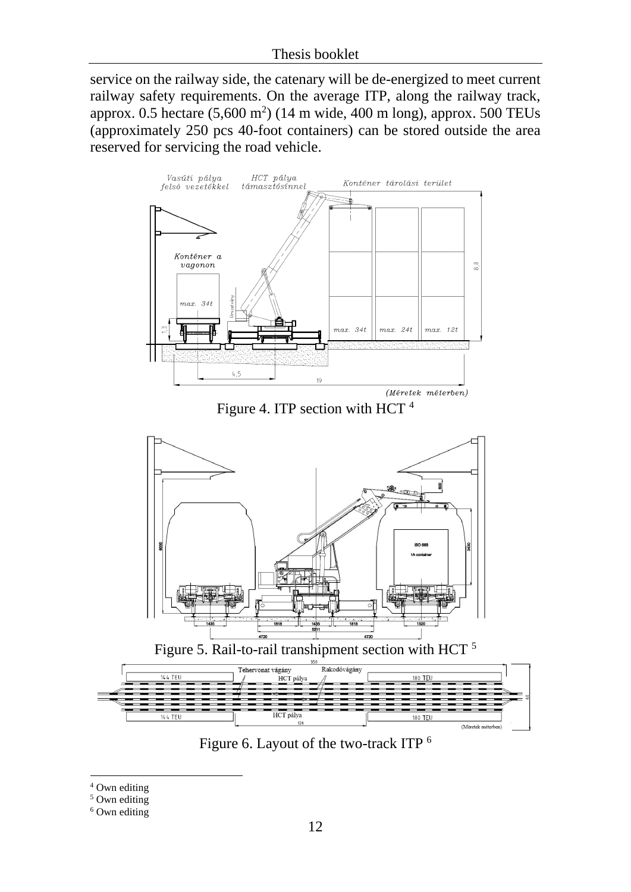service on the railway side, the catenary will be de-energized to meet current railway safety requirements. On the average ITP, along the railway track, approx. 0.5 hectare (5,600 m$^2$) (14 m wide, 400 m long), approx. 500 TEUs (approximately 250 pcs 40-foot containers) can be stored outside the area reserved for servicing the road vehicle.

Figure 4. ITP section with HCT [4]

Figure 5. Rail-to-rail transhipment section with HCT [5]

Figure 6. Layout of the two-track ITP [6]

[4] Own editing

[5] Own editing

[6] Own editing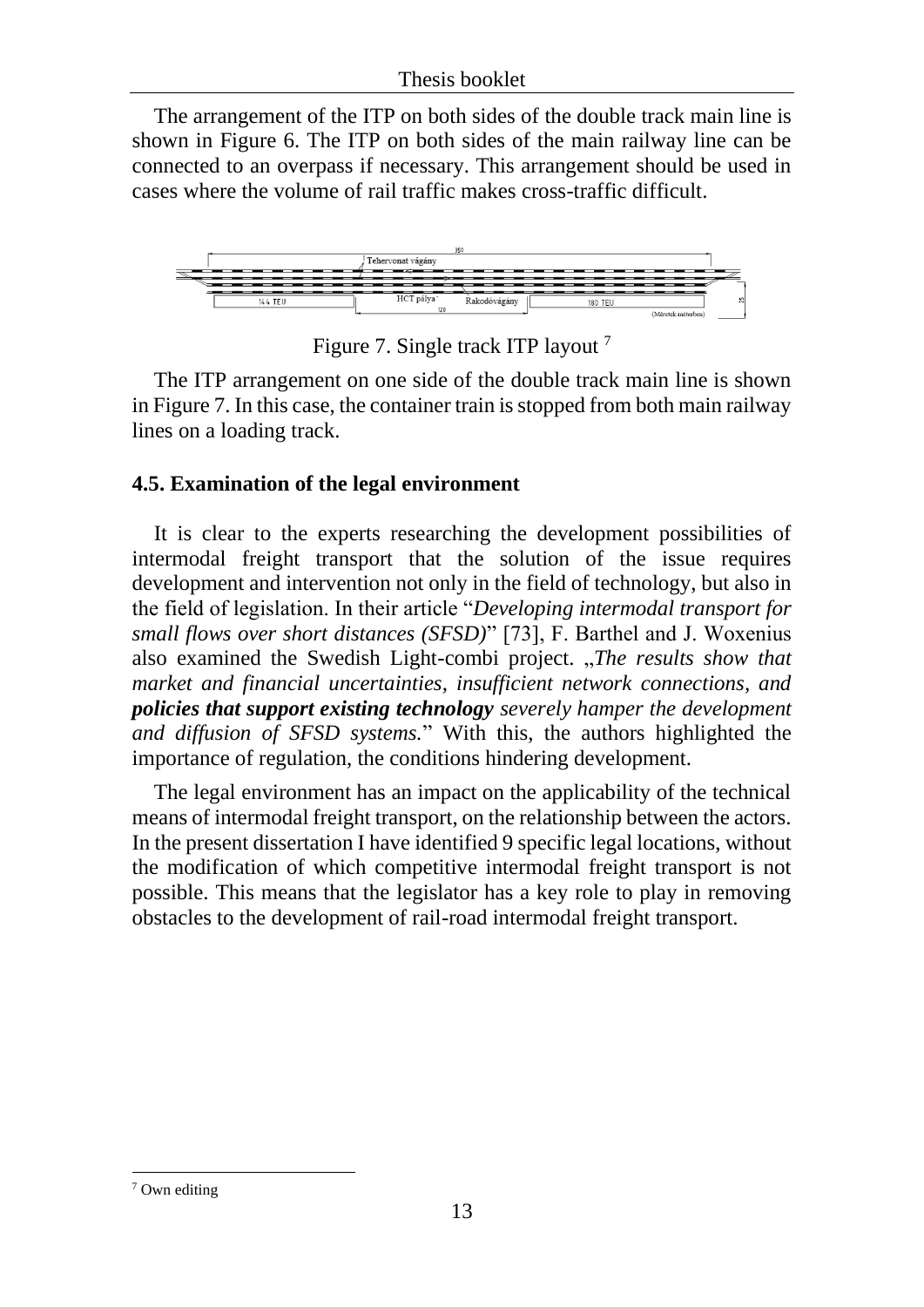The arrangement of the ITP on both sides of the double track main line is shown in Figure 6. The ITP on both sides of the main railway line can be connected to an overpass if necessary. This arrangement should be used in cases where the volume of rail traffic makes cross-traffic difficult.

Figure 7. Single track ITP layout [7]

The ITP arrangement on one side of the double track main line is shown in Figure 7. In this case, the container train is stopped from both main railway lines on a loading track.

### 4.5. Examination of the legal environment

It is clear to the experts researching the development possibilities of intermodal freight transport that the solution of the issue requires development and intervention not only in the field of technology, but also in the field of legislation. In their article "*Developing intermodal transport for small flows over short distances (SFSD)*" [73], F. Barthel and J. Woxenius also examined the Swedish Light-combi project. „*The results show that market and financial uncertainties, insufficient network connections, and* ***policies that support existing technology*** *severely hamper the development and diffusion of SFSD systems.*" With this, the authors highlighted the importance of regulation, the conditions hindering development.

The legal environment has an impact on the applicability of the technical means of intermodal freight transport, on the relationship between the actors. In the present dissertation I have identified 9 specific legal locations, without the modification of which competitive intermodal freight transport is not possible. This means that the legislator has a key role to play in removing obstacles to the development of rail-road intermodal freight transport.

[7] Own editing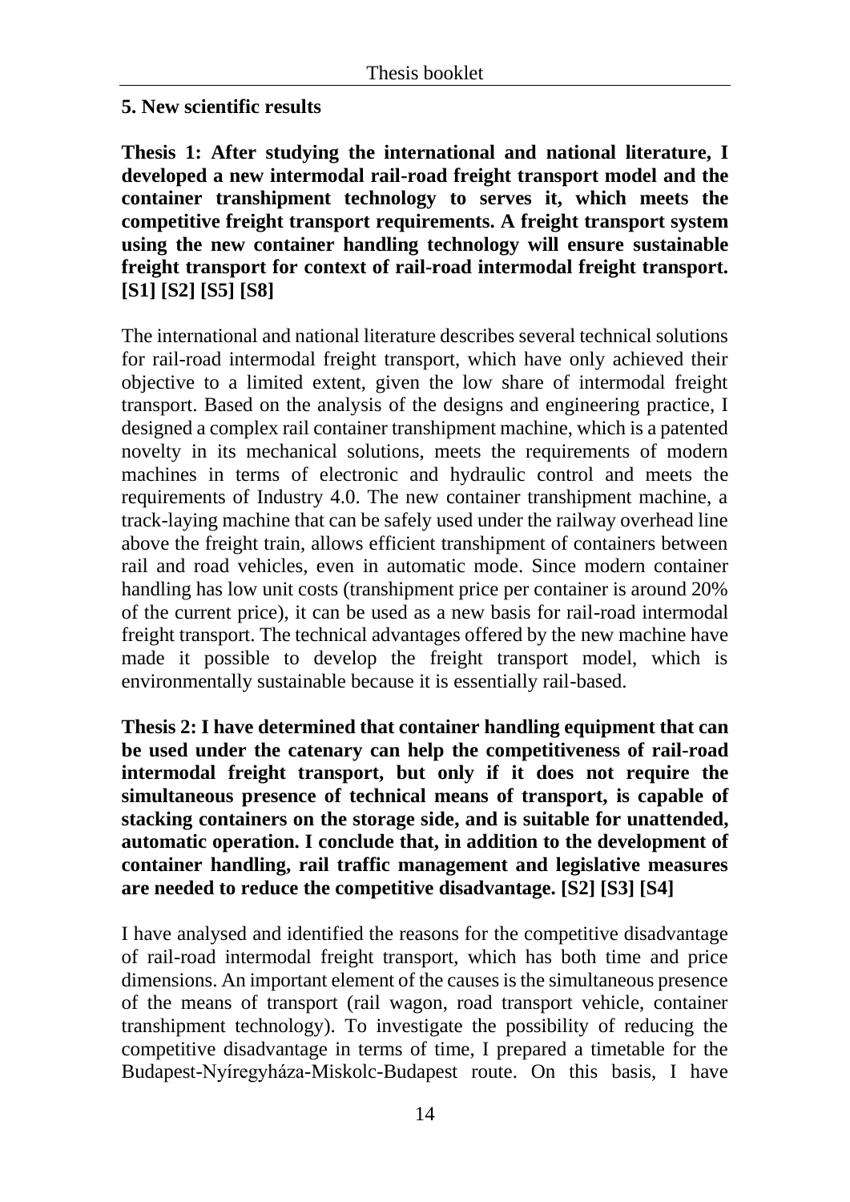## 5. New scientific results

**Thesis 1: After studying the international and national literature, I developed a new intermodal rail-road freight transport model and the container transhipment technology to serves it, which meets the competitive freight transport requirements. A freight transport system using the new container handling technology will ensure sustainable freight transport for context of rail-road intermodal freight transport. [S1] [S2] [S5] [S8]**

The international and national literature describes several technical solutions for rail-road intermodal freight transport, which have only achieved their objective to a limited extent, given the low share of intermodal freight transport. Based on the analysis of the designs and engineering practice, I designed a complex rail container transhipment machine, which is a patented novelty in its mechanical solutions, meets the requirements of modern machines in terms of electronic and hydraulic control and meets the requirements of Industry 4.0. The new container transhipment machine, a track-laying machine that can be safely used under the railway overhead line above the freight train, allows efficient transhipment of containers between rail and road vehicles, even in automatic mode. Since modern container handling has low unit costs (transhipment price per container is around 20% of the current price), it can be used as a new basis for rail-road intermodal freight transport. The technical advantages offered by the new machine have made it possible to develop the freight transport model, which is environmentally sustainable because it is essentially rail-based.

**Thesis 2: I have determined that container handling equipment that can be used under the catenary can help the competitiveness of rail-road intermodal freight transport, but only if it does not require the simultaneous presence of technical means of transport, is capable of stacking containers on the storage side, and is suitable for unattended, automatic operation. I conclude that, in addition to the development of container handling, rail traffic management and legislative measures are needed to reduce the competitive disadvantage. [S2] [S3] [S4]**

I have analysed and identified the reasons for the competitive disadvantage of rail-road intermodal freight transport, which has both time and price dimensions. An important element of the causes is the simultaneous presence of the means of transport (rail wagon, road transport vehicle, container transhipment technology). To investigate the possibility of reducing the competitive disadvantage in terms of time, I prepared a timetable for the Budapest-Nyíregyháza-Miskolc-Budapest route. On this basis, I have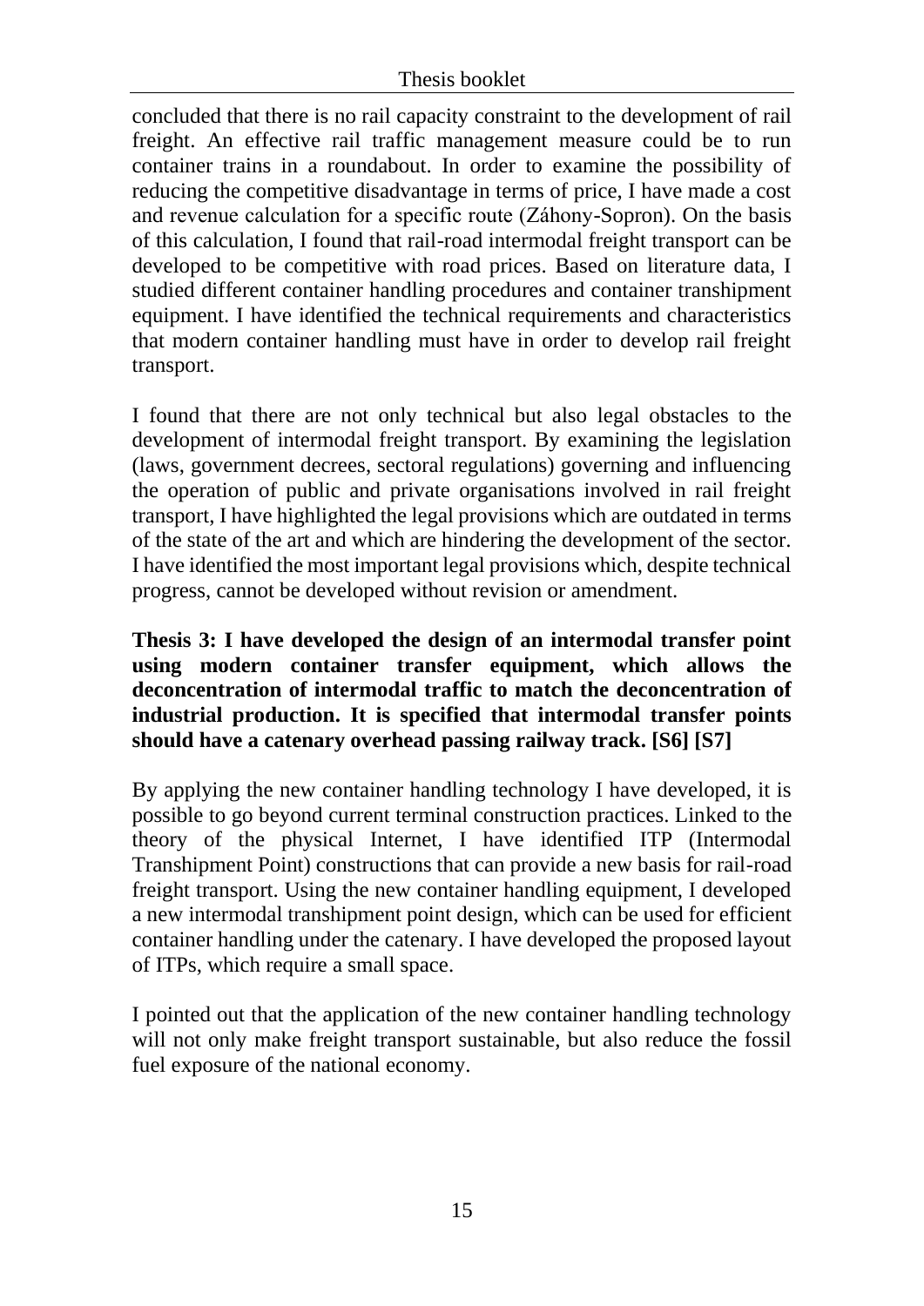concluded that there is no rail capacity constraint to the development of rail freight. An effective rail traffic management measure could be to run container trains in a roundabout. In order to examine the possibility of reducing the competitive disadvantage in terms of price, I have made a cost and revenue calculation for a specific route (Záhony-Sopron). On the basis of this calculation, I found that rail-road intermodal freight transport can be developed to be competitive with road prices. Based on literature data, I studied different container handling procedures and container transhipment equipment. I have identified the technical requirements and characteristics that modern container handling must have in order to develop rail freight transport.

I found that there are not only technical but also legal obstacles to the development of intermodal freight transport. By examining the legislation (laws, government decrees, sectoral regulations) governing and influencing the operation of public and private organisations involved in rail freight transport, I have highlighted the legal provisions which are outdated in terms of the state of the art and which are hindering the development of the sector. I have identified the most important legal provisions which, despite technical progress, cannot be developed without revision or amendment.

**Thesis 3: I have developed the design of an intermodal transfer point using modern container transfer equipment, which allows the deconcentration of intermodal traffic to match the deconcentration of industrial production. It is specified that intermodal transfer points should have a catenary overhead passing railway track. [S6] [S7]**

By applying the new container handling technology I have developed, it is possible to go beyond current terminal construction practices. Linked to the theory of the physical Internet, I have identified ITP (Intermodal Transhipment Point) constructions that can provide a new basis for rail-road freight transport. Using the new container handling equipment, I developed a new intermodal transhipment point design, which can be used for efficient container handling under the catenary. I have developed the proposed layout of ITPs, which require a small space.

I pointed out that the application of the new container handling technology will not only make freight transport sustainable, but also reduce the fossil fuel exposure of the national economy.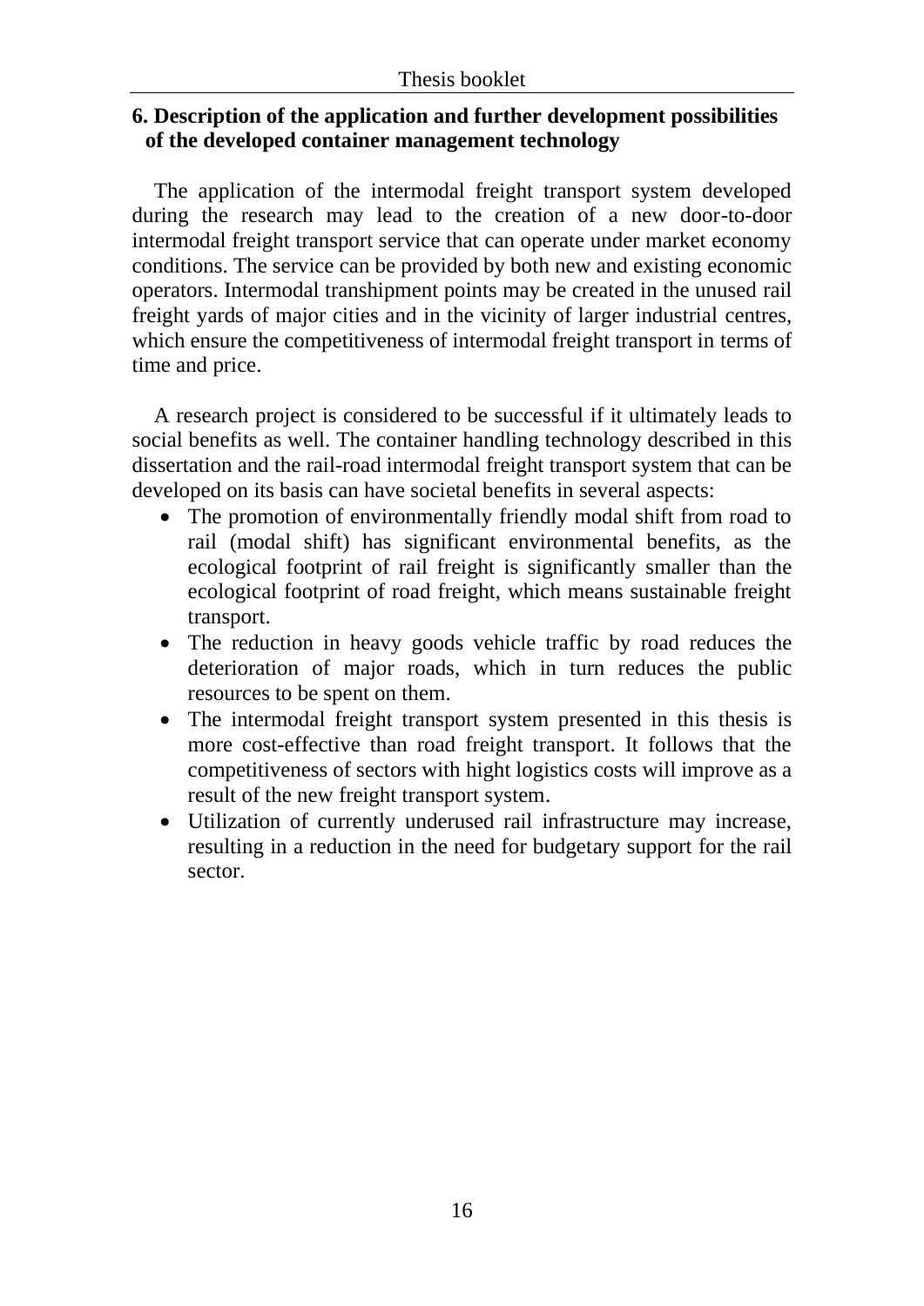## 6. Description of the application and further development possibilities of the developed container management technology

The application of the intermodal freight transport system developed during the research may lead to the creation of a new door-to-door intermodal freight transport service that can operate under market economy conditions. The service can be provided by both new and existing economic operators. Intermodal transhipment points may be created in the unused rail freight yards of major cities and in the vicinity of larger industrial centres, which ensure the competitiveness of intermodal freight transport in terms of time and price.

A research project is considered to be successful if it ultimately leads to social benefits as well. The container handling technology described in this dissertation and the rail-road intermodal freight transport system that can be developed on its basis can have societal benefits in several aspects:

- The promotion of environmentally friendly modal shift from road to rail (modal shift) has significant environmental benefits, as the ecological footprint of rail freight is significantly smaller than the ecological footprint of road freight, which means sustainable freight transport.
- The reduction in heavy goods vehicle traffic by road reduces the deterioration of major roads, which in turn reduces the public resources to be spent on them.
- The intermodal freight transport system presented in this thesis is more cost-effective than road freight transport. It follows that the competitiveness of sectors with hight logistics costs will improve as a result of the new freight transport system.
- Utilization of currently underused rail infrastructure may increase, resulting in a reduction in the need for budgetary support for the rail sector.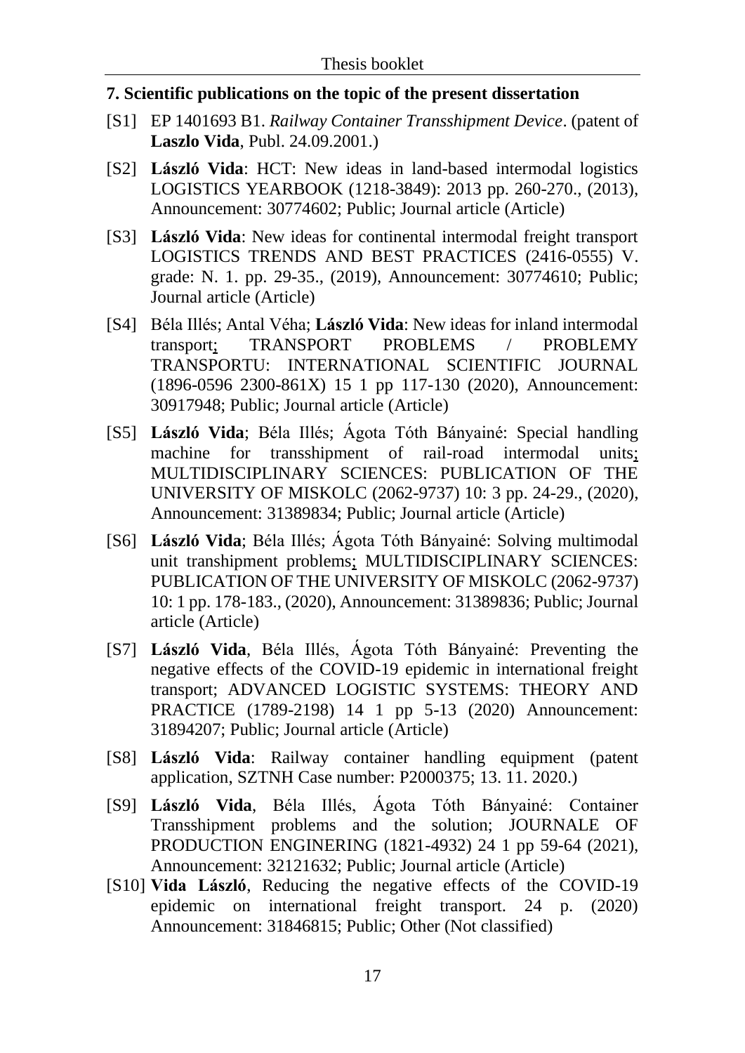## 7. Scientific publications on the topic of the present dissertation

[S1] EP 1401693 B1. *Railway Container Transshipment Device*. (patent of **Laszlo Vida**, Publ. 24.09.2001.)

[S2] **László Vida**: HCT: New ideas in land-based intermodal logistics LOGISTICS YEARBOOK (1218-3849): 2013 pp. 260-270., (2013), Announcement: 30774602; Public; Journal article (Article)

[S3] **László Vida**: New ideas for continental intermodal freight transport LOGISTICS TRENDS AND BEST PRACTICES (2416-0555) V. grade: N. 1. pp. 29-35., (2019), Announcement: 30774610; Public; Journal article (Article)

[S4] Béla Illés; Antal Véha; **László Vida**: New ideas for inland intermodal transport; TRANSPORT PROBLEMS / PROBLEMY TRANSPORTU: INTERNATIONAL SCIENTIFIC JOURNAL (1896-0596 2300-861X) 15 1 pp 117-130 (2020), Announcement: 30917948; Public; Journal article (Article)

[S5] **László Vida**; Béla Illés; Ágota Tóth Bányainé: Special handling machine for transshipment of rail-road intermodal units; MULTIDISCIPLINARY SCIENCES: PUBLICATION OF THE UNIVERSITY OF MISKOLC (2062-9737) 10: 3 pp. 24-29., (2020), Announcement: 31389834; Public; Journal article (Article)

[S6] **László Vida**; Béla Illés; Ágota Tóth Bányainé: Solving multimodal unit transhipment problems; MULTIDISCIPLINARY SCIENCES: PUBLICATION OF THE UNIVERSITY OF MISKOLC (2062-9737) 10: 1 pp. 178-183., (2020), Announcement: 31389836; Public; Journal article (Article)

[S7] **László Vida**, Béla Illés, Ágota Tóth Bányainé: Preventing the negative effects of the COVID-19 epidemic in international freight transport; ADVANCED LOGISTIC SYSTEMS: THEORY AND PRACTICE (1789-2198) 14 1 pp 5-13 (2020) Announcement: 31894207; Public; Journal article (Article)

[S8] **László Vida**: Railway container handling equipment (patent application, SZTNH Case number: P2000375; 13. 11. 2020.)

[S9] **László Vida**, Béla Illés, Ágota Tóth Bányainé: Container Transshipment problems and the solution; JOURNALE OF PRODUCTION ENGINERING (1821-4932) 24 1 pp 59-64 (2021), Announcement: 32121632; Public; Journal article (Article)

[S10] **Vida László**, Reducing the negative effects of the COVID-19 epidemic on international freight transport. 24 p. (2020) Announcement: 31846815; Public; Other (Not classified)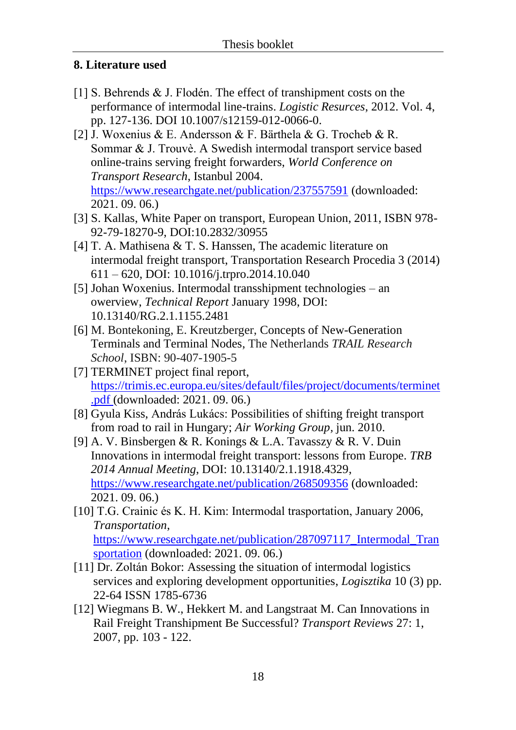## 8. Literature used

[1] S. Behrends & J. Flodén. The effect of transhipment costs on the performance of intermodal line-trains. *Logistic Resurces*, 2012. Vol. 4, pp. 127-136. DOI 10.1007/s12159-012-0066-0.

[2] J. Woxenius & E. Andersson & F. Bärthela & G. Trocheb & R. Sommar & J. Trouvè. A Swedish intermodal transport service based online-trains serving freight forwarders, *World Conference on Transport Research*, Istanbul 2004. https://www.researchgate.net/publication/237557591 (downloaded: 2021. 09. 06.)

[3] S. Kallas, White Paper on transport, European Union, 2011, ISBN 978-92-79-18270-9, DOI:10.2832/30955

[4] T. A. Mathisena & T. S. Hanssen, The academic literature on intermodal freight transport, Transportation Research Procedia 3 (2014) 611 – 620, DOI: 10.1016/j.trpro.2014.10.040

[5] Johan Woxenius. Intermodal transshipment technologies – an owerview, *Technical Report* January 1998, DOI: 10.13140/RG.2.1.1155.2481

[6] M. Bontekoning, E. Kreutzberger, Concepts of New-Generation Terminals and Terminal Nodes, The Netherlands *TRAIL Research School*, ISBN: 90-407-1905-5

[7] TERMINET project final report, https://trimis.ec.europa.eu/sites/default/files/project/documents/terminet.pdf (downloaded: 2021. 09. 06.)

[8] Gyula Kiss, András Lukács: Possibilities of shifting freight transport from road to rail in Hungary; *Air Working Group*, jun. 2010.

[9] A. V. Binsbergen & R. Konings & L.A. Tavasszy & R. V. Duin Innovations in intermodal freight transport: lessons from Europe. *TRB 2014 Annual Meeting,* DOI: 10.13140/2.1.1918.4329, https://www.researchgate.net/publication/268509356 (downloaded: 2021. 09. 06.)

[10] T.G. Crainic és K. H. Kim: Intermodal trasportation, January 2006, *Transportation*, https://www.researchgate.net/publication/287097117_Intermodal_Transportation (downloaded: 2021. 09. 06.)

[11] Dr. Zoltán Bokor: Assessing the situation of intermodal logistics services and exploring development opportunities, *Logisztika* 10 (3) pp. 22-64 ISSN 1785-6736

[12] Wiegmans B. W., Hekkert M. and Langstraat M. Can Innovations in Rail Freight Transhipment Be Successful? *Transport Reviews* 27: 1, 2007, pp. 103 - 122.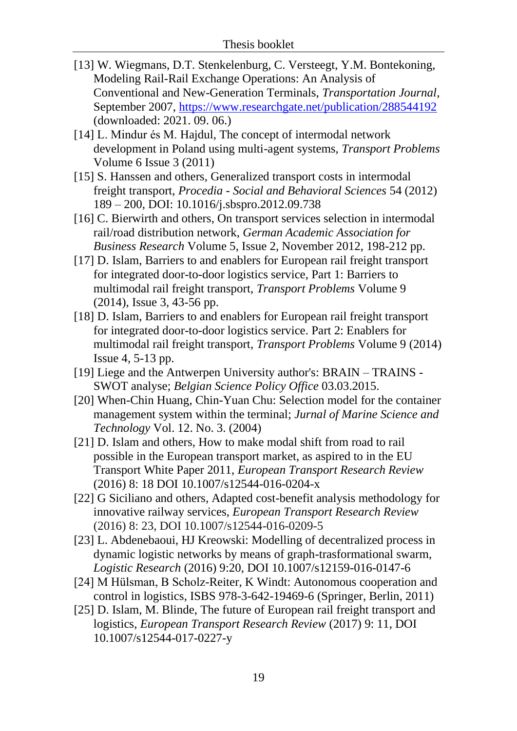[13] W. Wiegmans, D.T. Stenkelenburg, C. Versteegt, Y.M. Bontekoning, Modeling Rail-Rail Exchange Operations: An Analysis of Conventional and New-Generation Terminals, *Transportation Journal*, September 2007, https://www.researchgate.net/publication/288544192 (downloaded: 2021. 09. 06.)

[14] L. Mindur és M. Hajdul, The concept of intermodal network development in Poland using multi-agent systems, *Transport Problems* Volume 6 Issue 3 (2011)

[15] S. Hanssen and others, Generalized transport costs in intermodal freight transport, *Procedia - Social and Behavioral Sciences* 54 (2012) 189 – 200, DOI: 10.1016/j.sbspro.2012.09.738

[16] C. Bierwirth and others, On transport services selection in intermodal rail/road distribution network, *German Academic Association for Business Research* Volume 5, Issue 2, November 2012, 198-212 pp.

[17] D. Islam, Barriers to and enablers for European rail freight transport for integrated door-to-door logistics service, Part 1: Barriers to multimodal rail freight transport, *Transport Problems* Volume 9 (2014), Issue 3, 43-56 pp.

[18] D. Islam, Barriers to and enablers for European rail freight transport for integrated door-to-door logistics service. Part 2: Enablers for multimodal rail freight transport, *Transport Problems* Volume 9 (2014) Issue 4, 5-13 pp.

[19] Liege and the Antwerpen University author's: BRAIN – TRAINS - SWOT analyse; *Belgian Science Policy Office* 03.03.2015.

[20] When-Chin Huang, Chin-Yuan Chu: Selection model for the container management system within the terminal; *Jurnal of Marine Science and Technology* Vol. 12. No. 3. (2004)

[21] D. Islam and others, How to make modal shift from road to rail possible in the European transport market, as aspired to in the EU Transport White Paper 2011, *European Transport Research Review* (2016) 8: 18 DOI 10.1007/s12544-016-0204-x

[22] G Siciliano and others, Adapted cost-benefit analysis methodology for innovative railway services, *European Transport Research Review* (2016) 8: 23, DOI 10.1007/s12544-016-0209-5

[23] L. Abdenebaoui, HJ Kreowski: Modelling of decentralized process in dynamic logistic networks by means of graph-trasformational swarm, *Logistic Research* (2016) 9:20, DOI 10.1007/s12159-016-0147-6

[24] M Hülsman, B Scholz-Reiter, K Windt: Autonomous cooperation and control in logistics, ISBS 978-3-642-19469-6 (Springer, Berlin, 2011)

[25] D. Islam, M. Blinde, The future of European rail freight transport and logistics, *European Transport Research Review* (2017) 9: 11, DOI 10.1007/s12544-017-0227-y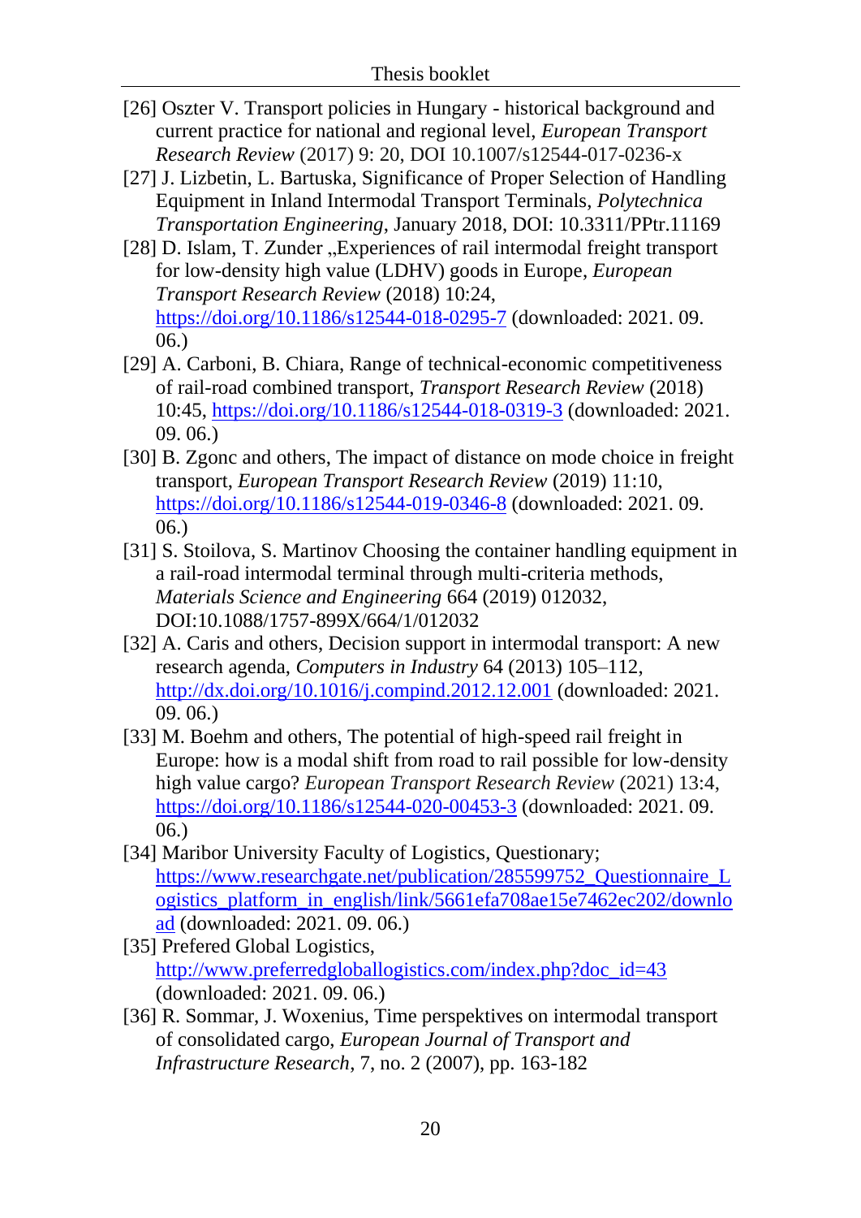[26] Oszter V. Transport policies in Hungary - historical background and current practice for national and regional level, *European Transport Research Review* (2017) 9: 20, DOI 10.1007/s12544-017-0236-x

[27] J. Lizbetin, L. Bartuska, Significance of Proper Selection of Handling Equipment in Inland Intermodal Transport Terminals, *Polytechnica Transportation Engineering*, January 2018, DOI: 10.3311/PPtr.11169

[28] D. Islam, T. Zunder „Experiences of rail intermodal freight transport for low-density high value (LDHV) goods in Europe, *European Transport Research Review* (2018) 10:24, https://doi.org/10.1186/s12544-018-0295-7 (downloaded: 2021. 09. 06.)

[29] A. Carboni, B. Chiara, Range of technical-economic competitiveness of rail-road combined transport, *Transport Research Review* (2018) 10:45, https://doi.org/10.1186/s12544-018-0319-3 (downloaded: 2021. 09. 06.)

[30] B. Zgonc and others, The impact of distance on mode choice in freight transport, *European Transport Research Review* (2019) 11:10, https://doi.org/10.1186/s12544-019-0346-8 (downloaded: 2021. 09. 06.)

[31] S. Stoilova, S. Martinov Choosing the container handling equipment in a rail-road intermodal terminal through multi-criteria methods, *Materials Science and Engineering* 664 (2019) 012032, DOI:10.1088/1757-899X/664/1/012032

[32] A. Caris and others, Decision support in intermodal transport: A new research agenda, *Computers in Industry* 64 (2013) 105–112, http://dx.doi.org/10.1016/j.compind.2012.12.001 (downloaded: 2021. 09. 06.)

[33] M. Boehm and others, The potential of high-speed rail freight in Europe: how is a modal shift from road to rail possible for low-density high value cargo? *European Transport Research Review* (2021) 13:4, https://doi.org/10.1186/s12544-020-00453-3 (downloaded: 2021. 09. 06.)

[34] Maribor University Faculty of Logistics, Questionary; https://www.researchgate.net/publication/285599752_Questionnaire_Logistics_platform_in_english/link/5661efa708ae15e7462ec202/download (downloaded: 2021. 09. 06.)

[35] Prefered Global Logistics, http://www.preferredgloballogistics.com/index.php?doc_id=43 (downloaded: 2021. 09. 06.)

[36] R. Sommar, J. Woxenius, Time perspektives on intermodal transport of consolidated cargo, *European Journal of Transport and Infrastructure Research*, 7, no. 2 (2007), pp. 163-182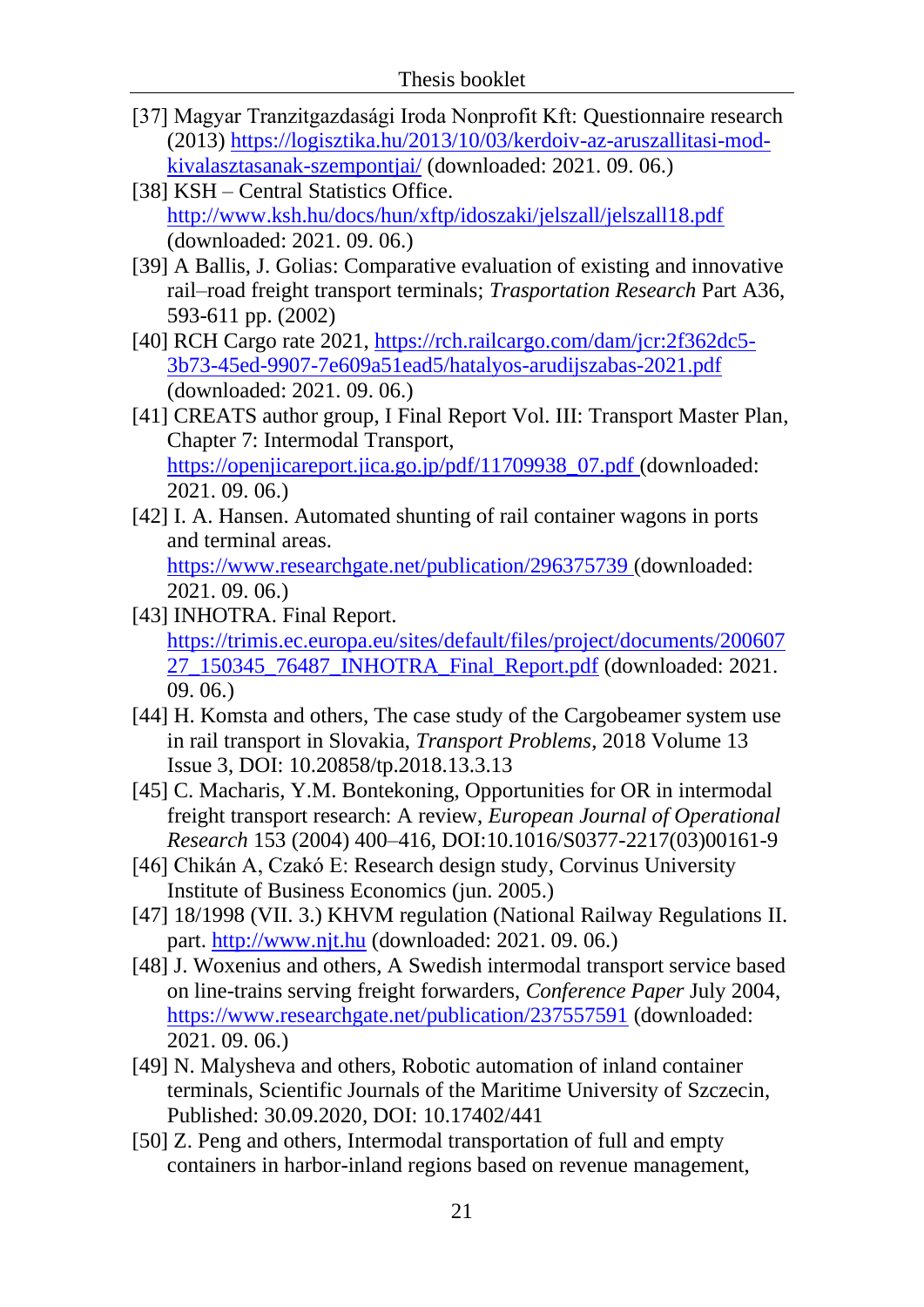[37] Magyar Tranzitgazdasági Iroda Nonprofit Kft: Questionnaire research (2013) https://logisztika.hu/2013/10/03/kerdoiv-az-aruszallitasi-mod-kivalasztasanak-szempontjai/ (downloaded: 2021. 09. 06.)

[38] KSH – Central Statistics Office. http://www.ksh.hu/docs/hun/xftp/idoszaki/jelszall/jelszall18.pdf (downloaded: 2021. 09. 06.)

[39] A Ballis, J. Golias: Comparative evaluation of existing and innovative rail–road freight transport terminals; *Trasportation Research* Part A36, 593-611 pp. (2002)

[40] RCH Cargo rate 2021, https://rch.railcargo.com/dam/jcr:2f362dc5-3b73-45ed-9907-7e609a51ead5/hatalyos-arudijszabas-2021.pdf (downloaded: 2021. 09. 06.)

[41] CREATS author group, I Final Report Vol. III: Transport Master Plan, Chapter 7: Intermodal Transport, https://openjicareport.jica.go.jp/pdf/11709938_07.pdf (downloaded: 2021. 09. 06.)

[42] I. A. Hansen. Automated shunting of rail container wagons in ports and terminal areas. https://www.researchgate.net/publication/296375739 (downloaded: 2021. 09. 06.)

[43] INHOTRA. Final Report. https://trimis.ec.europa.eu/sites/default/files/project/documents/20060727_150345_76487_INHOTRA_Final_Report.pdf (downloaded: 2021. 09. 06.)

[44] H. Komsta and others, The case study of the Cargobeamer system use in rail transport in Slovakia, *Transport Problems*, 2018 Volume 13 Issue 3, DOI: 10.20858/tp.2018.13.3.13

[45] C. Macharis, Y.M. Bontekoning, Opportunities for OR in intermodal freight transport research: A review, *European Journal of Operational Research* 153 (2004) 400–416, DOI:10.1016/S0377-2217(03)00161-9

[46] Chikán A, Czakó E: Research design study, Corvinus University Institute of Business Economics (jun. 2005.)

[47] 18/1998 (VII. 3.) KHVM regulation (National Railway Regulations II. part. http://www.njt.hu (downloaded: 2021. 09. 06.)

[48] J. Woxenius and others, A Swedish intermodal transport service based on line-trains serving freight forwarders, *Conference Paper* July 2004, https://www.researchgate.net/publication/237557591 (downloaded: 2021. 09. 06.)

[49] N. Malysheva and others, Robotic automation of inland container terminals, Scientific Journals of the Maritime University of Szczecin, Published: 30.09.2020, DOI: 10.17402/441

[50] Z. Peng and others, Intermodal transportation of full and empty containers in harbor-inland regions based on revenue management,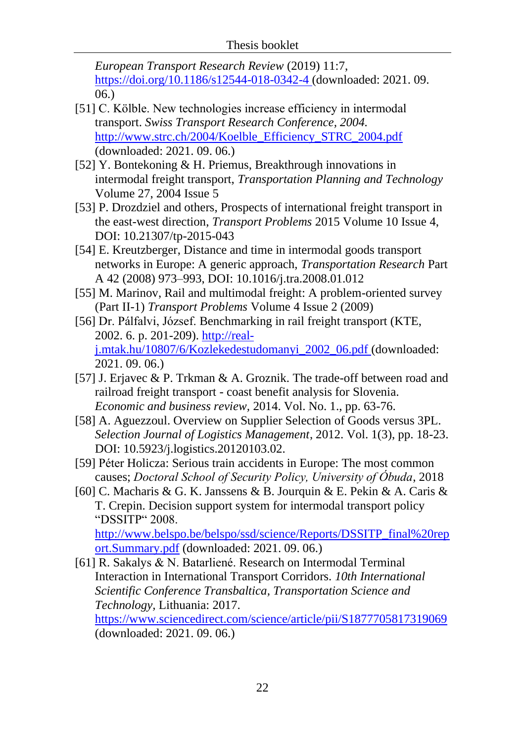*European Transport Research Review* (2019) 11:7, https://doi.org/10.1186/s12544-018-0342-4 (downloaded: 2021. 09. 06.)

[51] C. Kölble. New technologies increase efficiency in intermodal transport. *Swiss Transport Research Conference, 2004.* http://www.strc.ch/2004/Koelble_Efficiency_STRC_2004.pdf (downloaded: 2021. 09. 06.)

[52] Y. Bontekoning & H. Priemus, Breakthrough innovations in intermodal freight transport, *Transportation Planning and Technology* Volume 27, 2004 Issue 5

[53] P. Drozdziel and others, Prospects of international freight transport in the east-west direction, *Transport Problems* 2015 Volume 10 Issue 4, DOI: 10.21307/tp-2015-043

[54] E. Kreutzberger, Distance and time in intermodal goods transport networks in Europe: A generic approach, *Transportation Research* Part A 42 (2008) 973–993, DOI: 10.1016/j.tra.2008.01.012

[55] M. Marinov, Rail and multimodal freight: A problem-oriented survey (Part II-1) *Transport Problems* Volume 4 Issue 2 (2009)

[56] Dr. Pálfalvi, József. Benchmarking in rail freight transport (KTE, 2002. 6. p. 201-209). http://real-j.mtak.hu/10807/6/Kozlekedestudomanyi_2002_06.pdf (downloaded: 2021. 09. 06.)

[57] J. Erjavec & P. Trkman & A. Groznik. The trade-off between road and railroad freight transport - coast benefit analysis for Slovenia. *Economic and business review,* 2014. Vol. No. 1., pp. 63-76.

[58] A. Aguezzoul. Overview on Supplier Selection of Goods versus 3PL. *Selection Journal of Logistics Management*, 2012. Vol. 1(3), pp. 18-23. DOI: 10.5923/j.logistics.20120103.02.

[59] Péter Holicza: Serious train accidents in Europe: The most common causes; *Doctoral School of Security Policy, University of Óbuda*, 2018

[60] C. Macharis & G. K. Janssens & B. Jourquin & E. Pekin & A. Caris & T. Crepin. Decision support system for intermodal transport policy "DSSITP" 2008. http://www.belspo.be/belspo/ssd/science/Reports/DSSITP_final%20report.Summary.pdf (downloaded: 2021. 09. 06.)

[61] R. Sakalys & N. Batarliené. Research on Intermodal Terminal Interaction in International Transport Corridors. *10th International Scientific Conference Transbaltica, Transportation Science and Technology,* Lithuania: 2017. https://www.sciencedirect.com/science/article/pii/S1877705817319069 (downloaded: 2021. 09. 06.)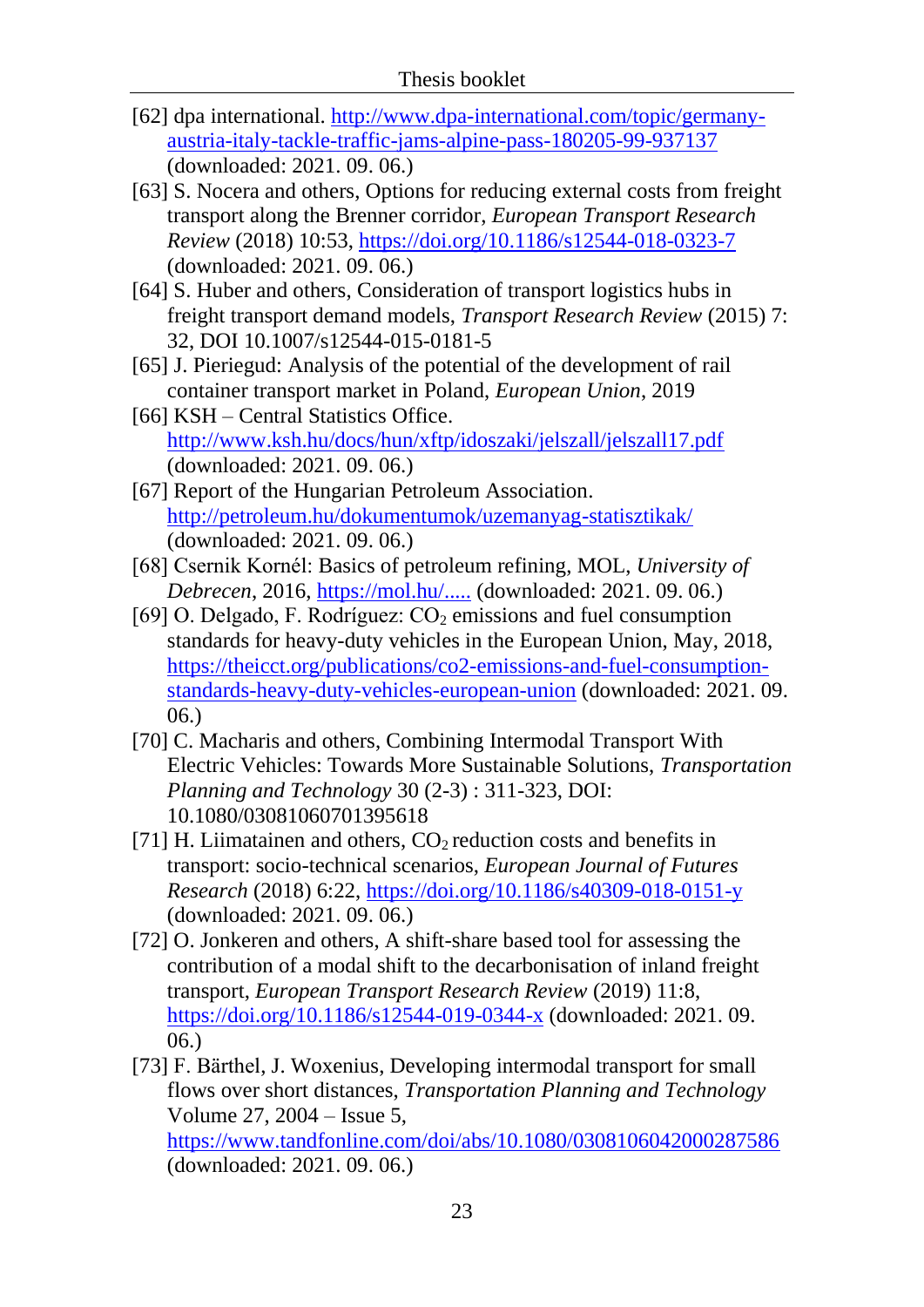[62] dpa international. http://www.dpa-international.com/topic/germany-austria-italy-tackle-traffic-jams-alpine-pass-180205-99-937137 (downloaded: 2021. 09. 06.)

[63] S. Nocera and others, Options for reducing external costs from freight transport along the Brenner corridor, *European Transport Research Review* (2018) 10:53, https://doi.org/10.1186/s12544-018-0323-7 (downloaded: 2021. 09. 06.)

[64] S. Huber and others, Consideration of transport logistics hubs in freight transport demand models, *Transport Research Review* (2015) 7: 32, DOI 10.1007/s12544-015-0181-5

[65] J. Pieriegud: Analysis of the potential of the development of rail container transport market in Poland, *European Union*, 2019

[66] KSH – Central Statistics Office. http://www.ksh.hu/docs/hun/xftp/idoszaki/jelszall/jelszall17.pdf (downloaded: 2021. 09. 06.)

[67] Report of the Hungarian Petroleum Association. http://petroleum.hu/dokumentumok/uzemanyag-statisztikak/ (downloaded: 2021. 09. 06.)

[68] Csernik Kornél: Basics of petroleum refining, MOL, *University of Debrecen*, 2016, https://mol.hu/..... (downloaded: 2021. 09. 06.)

[69] O. Delgado, F. Rodríguez: $CO_2$ emissions and fuel consumption standards for heavy-duty vehicles in the European Union, May, 2018, https://theicct.org/publications/co2-emissions-and-fuel-consumption-standards-heavy-duty-vehicles-european-union (downloaded: 2021. 09. 06.)

[70] C. Macharis and others, Combining Intermodal Transport With Electric Vehicles: Towards More Sustainable Solutions, *Transportation Planning and Technology* 30 (2-3) : 311-323, DOI: 10.1080/03081060701395618

[71] H. Liimatainen and others, $CO_2$ reduction costs and benefits in transport: socio-technical scenarios, *European Journal of Futures Research* (2018) 6:22, https://doi.org/10.1186/s40309-018-0151-y (downloaded: 2021. 09. 06.)

[72] O. Jonkeren and others, A shift-share based tool for assessing the contribution of a modal shift to the decarbonisation of inland freight transport, *European Transport Research Review* (2019) 11:8, https://doi.org/10.1186/s12544-019-0344-x (downloaded: 2021. 09. 06.)

[73] F. Bärthel, J. Woxenius, Developing intermodal transport for small flows over short distances, *Transportation Planning and Technology* Volume 27, 2004 – Issue 5, https://www.tandfonline.com/doi/abs/10.1080/0308106042000287586 (downloaded: 2021. 09. 06.)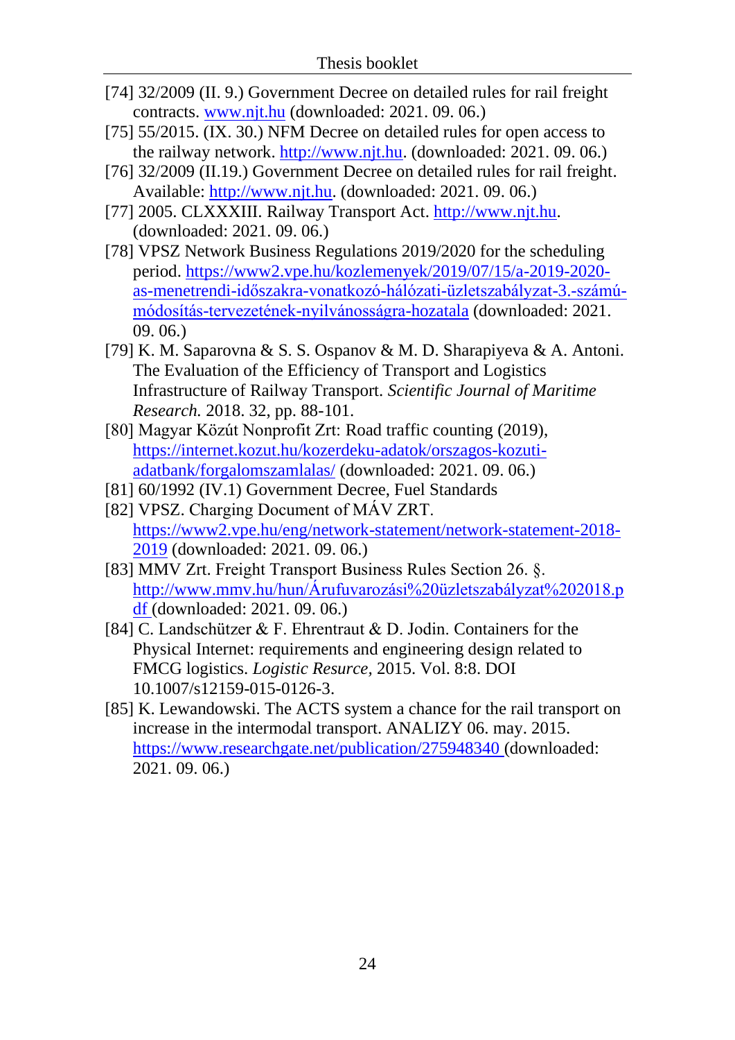[74] 32/2009 (II. 9.) Government Decree on detailed rules for rail freight contracts. www.njt.hu (downloaded: 2021. 09. 06.)

[75] 55/2015. (IX. 30.) NFM Decree on detailed rules for open access to the railway network. http://www.njt.hu. (downloaded: 2021. 09. 06.)

[76] 32/2009 (II.19.) Government Decree on detailed rules for rail freight. Available: http://www.njt.hu. (downloaded: 2021. 09. 06.)

[77] 2005. CLXXXIII. Railway Transport Act. http://www.njt.hu. (downloaded: 2021. 09. 06.)

[78] VPSZ Network Business Regulations 2019/2020 for the scheduling period. https://www2.vpe.hu/kozlemenyek/2019/07/15/a-2019-2020-as-menetrendi-időszakra-vonatkozó-hálózati-üzletszabályzat-3.-számú-módosítás-tervezetének-nyilvánosságra-hozatala (downloaded: 2021. 09. 06.)

[79] K. M. Saparovna & S. S. Ospanov & M. D. Sharapiyeva & A. Antoni. The Evaluation of the Efficiency of Transport and Logistics Infrastructure of Railway Transport. *Scientific Journal of Maritime Research.* 2018. 32, pp. 88-101.

[80] Magyar Közút Nonprofit Zrt: Road traffic counting (2019), https://internet.kozut.hu/kozerdeku-adatok/orszagos-kozuti-adatbank/forgalomszamlalas/ (downloaded: 2021. 09. 06.)

[81] 60/1992 (IV.1) Government Decree, Fuel Standards

[82] VPSZ. Charging Document of MÁV ZRT. https://www2.vpe.hu/eng/network-statement/network-statement-2018-2019 (downloaded: 2021. 09. 06.)

[83] MMV Zrt. Freight Transport Business Rules Section 26. §. http://www.mmv.hu/hun/Árufuvarozási%20üzletszabályzat%202018.pdf (downloaded: 2021. 09. 06.)

[84] C. Landschützer & F. Ehrentraut & D. Jodin. Containers for the Physical Internet: requirements and engineering design related to FMCG logistics. *Logistic Resurce*, 2015. Vol. 8:8. DOI 10.1007/s12159-015-0126-3.

[85] K. Lewandowski. The ACTS system a chance for the rail transport on increase in the intermodal transport. ANALIZY 06. may. 2015. https://www.researchgate.net/publication/275948340 (downloaded: 2021. 09. 06.)